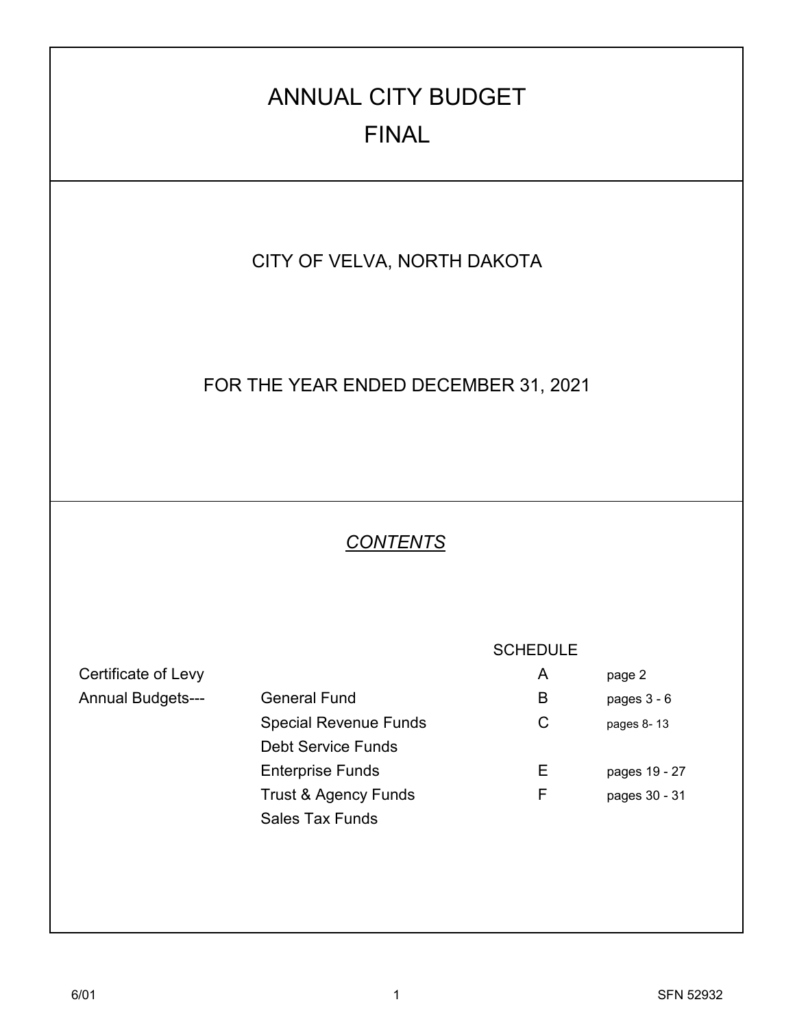# ANNUAL CITY BUDGET

# FINAL

## CITY OF VELVA, NORTH DAKOTA

## FOR THE YEAR ENDED DECEMBER 31, 2021

### *CONTENTS*

| | | SCHEDULE | |
|---|---|---|---|
| Certificate of Levy | | A | page 2 |
| Annual Budgets--- | General Fund | B | pages 3 - 6 |
| | Special Revenue Funds | C | pages 8- 13 |
| | Debt Service Funds | | |
| | Enterprise Funds | E | pages 19 - 27 |
| | Trust & Agency Funds | F | pages 30 - 31 |
| | Sales Tax Funds | | |

6/01 SFN 52932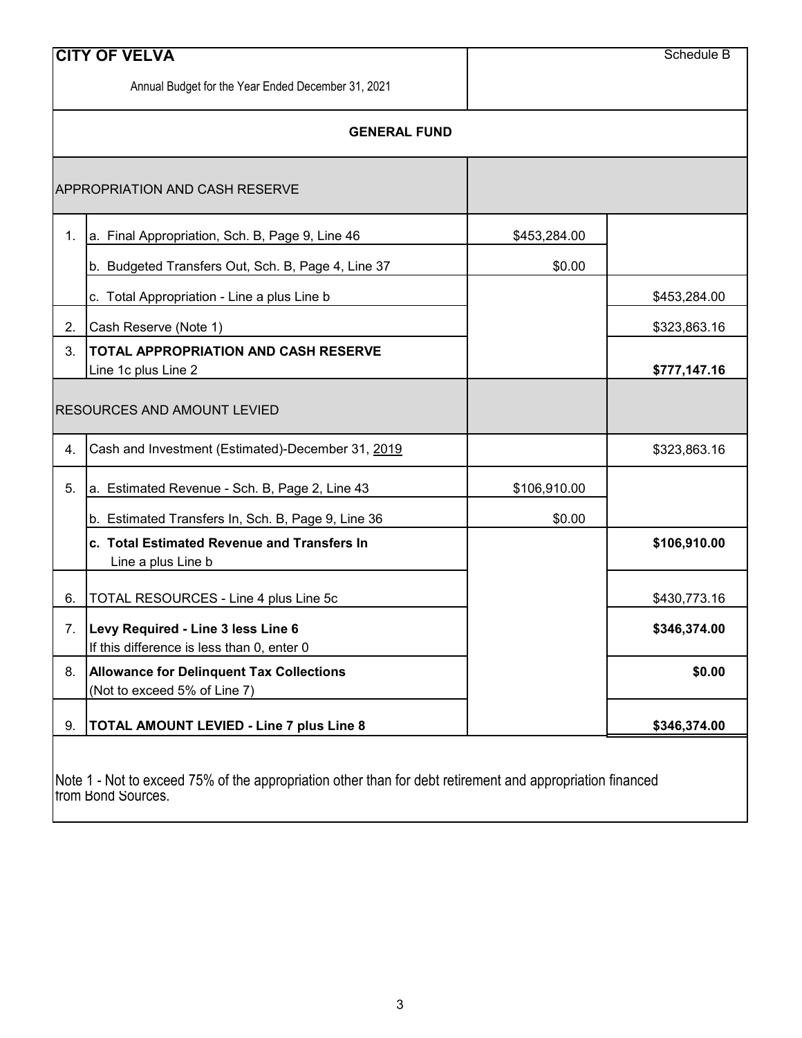**CITY OF VELVA**

Schedule B

Annual Budget for the Year Ended December 31, 2021

## GENERAL FUND

| | APPROPRIATION AND CASH RESERVE | | |
|---|---|---|---|
| 1. | a. Final Appropriation, Sch. B, Page 9, Line 46 | $453,284.00 | |
| | b. Budgeted Transfers Out, Sch. B, Page 4, Line 37 | $0.00 | |
| | c. Total Appropriation - Line a plus Line b | | $453,284.00 |
| 2. | Cash Reserve (Note 1) | | $323,863.16 |
| 3. | **TOTAL APPROPRIATION AND CASH RESERVE** Line 1c plus Line 2 | | **$777,147.16** |
| | RESOURCES AND AMOUNT LEVIED | | |
| 4. | Cash and Investment (Estimated)-December 31, 2019 | | $323,863.16 |
| 5. | a. Estimated Revenue - Sch. B, Page 2, Line 43 | $106,910.00 | |
| | b. Estimated Transfers In, Sch. B, Page 9, Line 36 | $0.00 | |
| | **c. Total Estimated Revenue and Transfers In** Line a plus Line b | | **$106,910.00** |
| 6. | TOTAL RESOURCES - Line 4 plus Line 5c | | $430,773.16 |
| 7. | **Levy Required - Line 3 less Line 6** If this difference is less than 0, enter 0 | | **$346,374.00** |
| 8. | **Allowance for Delinquent Tax Collections** (Not to exceed 5% of Line 7) | | **$0.00** |
| 9. | **TOTAL AMOUNT LEVIED - Line 7 plus Line 8** | | **$346,374.00** |

Note 1 - Not to exceed 75% of the appropriation other than for debt retirement and appropriation financed from Bond Sources.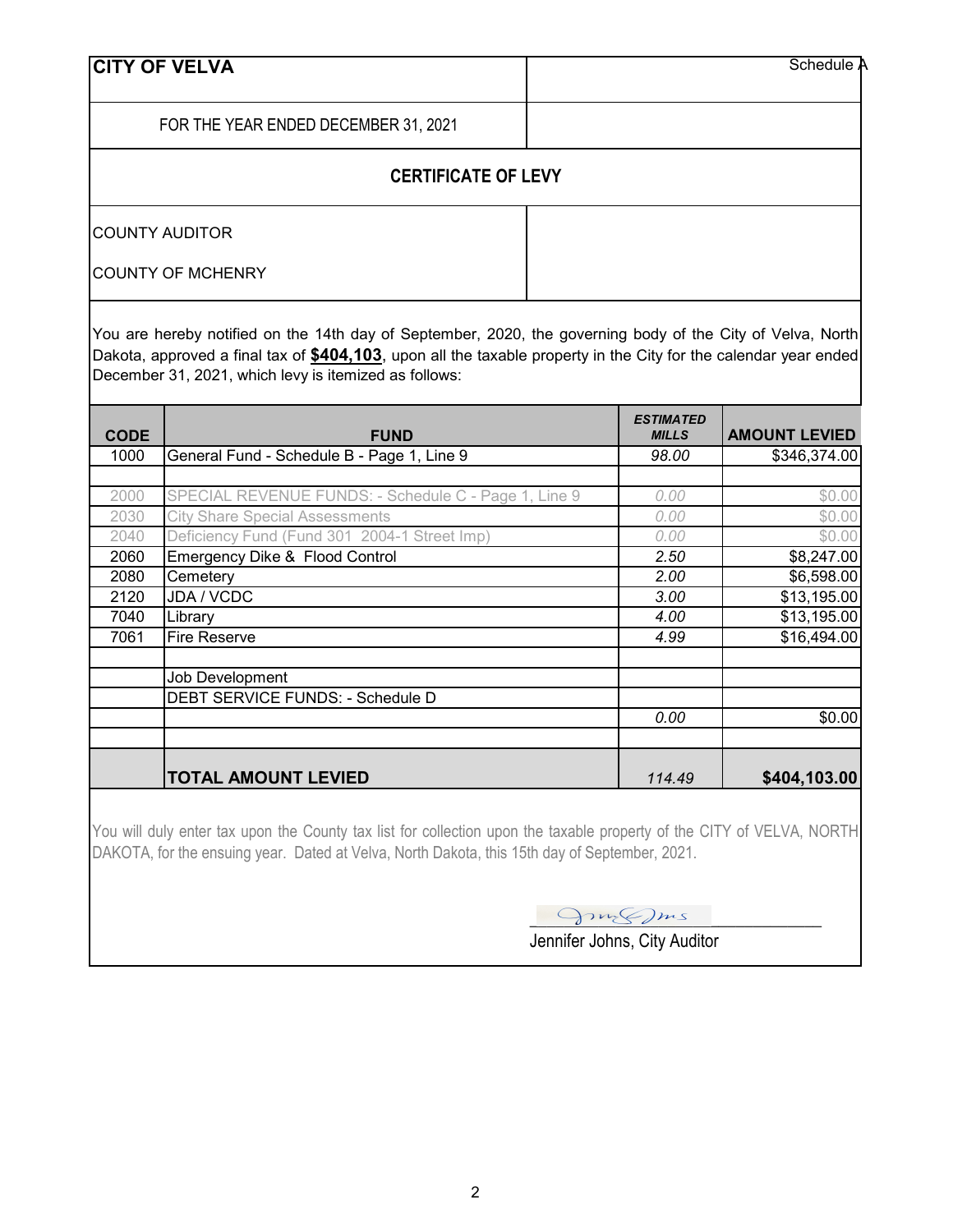**CITY OF VELVA** | Schedule A

FOR THE YEAR ENDED DECEMBER 31, 2021

## CERTIFICATE OF LEVY

COUNTY AUDITOR

COUNTY OF MCHENRY

You are hereby notified on the 14th day of September, 2020, the governing body of the City of Velva, North Dakota, approved a final tax of **$404,103**, upon all the taxable property in the City for the calendar year ended December 31, 2021, which levy is itemized as follows:

| CODE | FUND | *ESTIMATED MILLS* | AMOUNT LEVIED |
|---|---|---|---|
| 1000 | General Fund - Schedule B - Page 1, Line 9 | *98.00* | $346,374.00 |
| | | | |
| 2000 | SPECIAL REVENUE FUNDS: - Schedule C - Page 1, Line 9 | *0.00* | $0.00 |
| 2030 | City Share Special Assessments | *0.00* | $0.00 |
| 2040 | Deficiency Fund (Fund 301 2004-1 Street Imp) | *0.00* | $0.00 |
| 2060 | Emergency Dike & Flood Control | *2.50* | $8,247.00 |
| 2080 | Cemetery | *2.00* | $6,598.00 |
| 2120 | JDA / VCDC | *3.00* | $13,195.00 |
| 7040 | Library | *4.00* | $13,195.00 |
| 7061 | Fire Reserve | *4.99* | $16,494.00 |
| | | | |
| | Job Development | | |
| | DEBT SERVICE FUNDS: - Schedule D | | |
| | | *0.00* | $0.00 |
| | | | |
| | **TOTAL AMOUNT LEVIED** | *114.49* | **$404,103.00** |

You will duly enter tax upon the County tax list for collection upon the taxable property of the CITY of VELVA, NORTH DAKOTA, for the ensuing year. Dated at Velva, North Dakota, this 15th day of September, 2021.

Jennifer Johns, City Auditor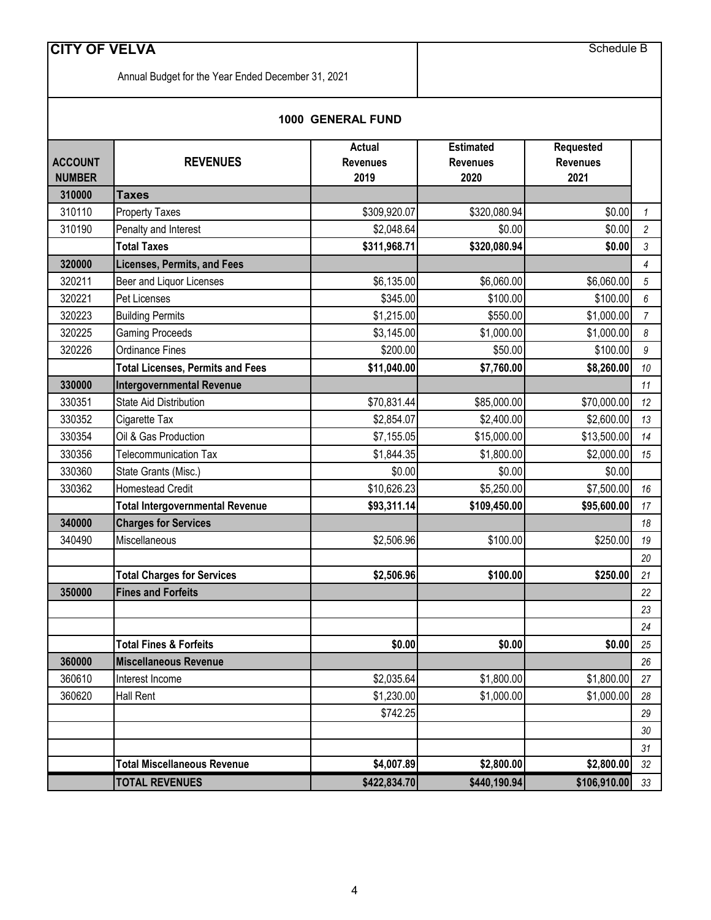# CITY OF VELVA

Schedule B

Annual Budget for the Year Ended December 31, 2021

## 1000 GENERAL FUND

| ACCOUNT NUMBER | REVENUES | Actual Revenues 2019 | Estimated Revenues 2020 | Requested Revenues 2021 | |
|---|---|---|---|---|---|
| **310000** | **Taxes** | | | | |
| 310110 | Property Taxes | $309,920.07 | $320,080.94 | $0.00 | 1 |
| 310190 | Penalty and Interest | $2,048.64 | $0.00 | $0.00 | 2 |
| | **Total Taxes** | **$311,968.71** | **$320,080.94** | **$0.00** | 3 |
| **320000** | **Licenses, Permits, and Fees** | | | | 4 |
| 320211 | Beer and Liquor Licenses | $6,135.00 | $6,060.00 | $6,060.00 | 5 |
| 320221 | Pet Licenses | $345.00 | $100.00 | $100.00 | 6 |
| 320223 | Building Permits | $1,215.00 | $550.00 | $1,000.00 | 7 |
| 320225 | Gaming Proceeds | $3,145.00 | $1,000.00 | $1,000.00 | 8 |
| 320226 | Ordinance Fines | $200.00 | $50.00 | $100.00 | 9 |
| | **Total Licenses, Permits and Fees** | **$11,040.00** | **$7,760.00** | **$8,260.00** | 10 |
| **330000** | **Intergovernmental Revenue** | | | | 11 |
| 330351 | State Aid Distribution | $70,831.44 | $85,000.00 | $70,000.00 | 12 |
| 330352 | Cigarette Tax | $2,854.07 | $2,400.00 | $2,600.00 | 13 |
| 330354 | Oil & Gas Production | $7,155.05 | $15,000.00 | $13,500.00 | 14 |
| 330356 | Telecommunication Tax | $1,844.35 | $1,800.00 | $2,000.00 | 15 |
| 330360 | State Grants (Misc.) | $0.00 | $0.00 | $0.00 | |
| 330362 | Homestead Credit | $10,626.23 | $5,250.00 | $7,500.00 | 16 |
| | **Total Intergovernmental Revenue** | **$93,311.14** | **$109,450.00** | **$95,600.00** | 17 |
| **340000** | **Charges for Services** | | | | 18 |
| 340490 | Miscellaneous | $2,506.96 | $100.00 | $250.00 | 19 |
| | | | | | 20 |
| | **Total Charges for Services** | **$2,506.96** | **$100.00** | **$250.00** | 21 |
| **350000** | **Fines and Forfeits** | | | | 22 |
| | | | | | 23 |
| | | | | | 24 |
| | **Total Fines & Forfeits** | **$0.00** | **$0.00** | **$0.00** | 25 |
| **360000** | **Miscellaneous Revenue** | | | | 26 |
| 360610 | Interest Income | $2,035.64 | $1,800.00 | $1,800.00 | 27 |
| 360620 | Hall Rent | $1,230.00 | $1,000.00 | $1,000.00 | 28 |
| | | $742.25 | | | 29 |
| | | | | | 30 |
| | | | | | 31 |
| | **Total Miscellaneous Revenue** | **$4,007.89** | **$2,800.00** | **$2,800.00** | 32 |
| | **TOTAL REVENUES** | **$422,834.70** | **$440,190.94** | **$106,910.00** | 33 |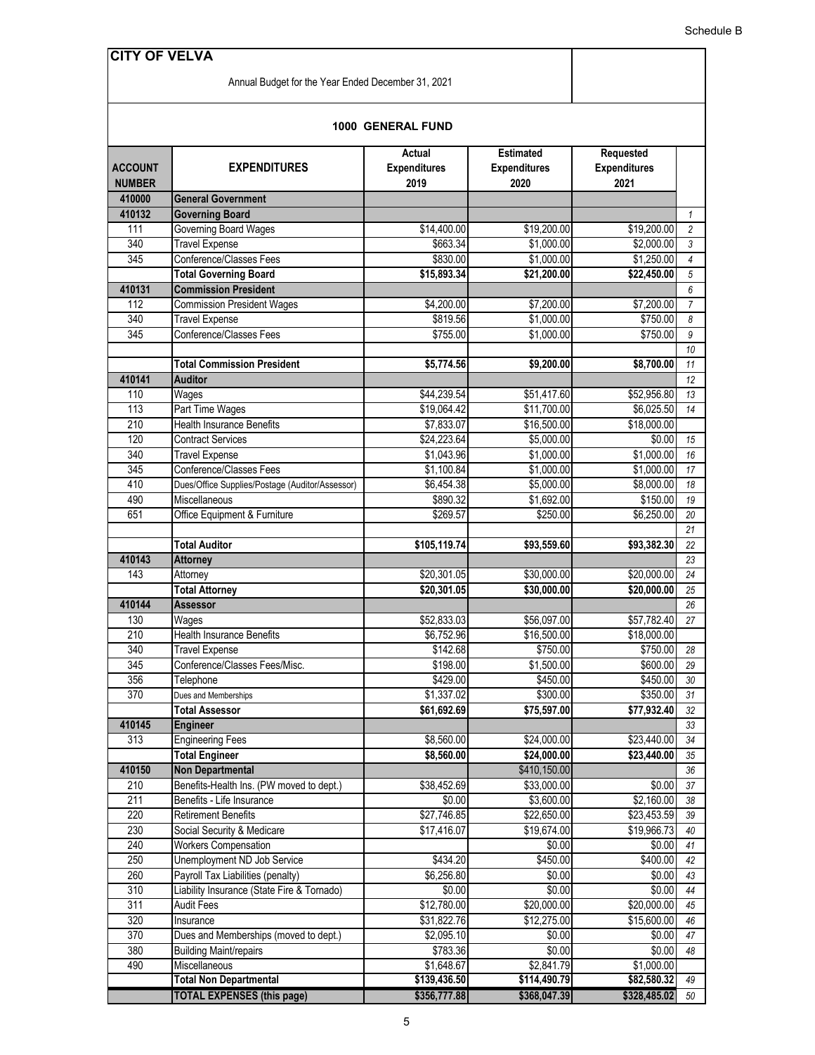Schedule B

# CITY OF VELVA

Annual Budget for the Year Ended December 31, 2021

## 1000 GENERAL FUND

| ACCOUNT NUMBER | EXPENDITURES | Actual Expenditures 2019 | Estimated Expenditures 2020 | Requested Expenditures 2021 | |
|---|---|---|---|---|---|
| 410000 | **General Government** | | | | |
| 410132 | **Governing Board** | | | | 1 |
| 111 | Governing Board Wages | $14,400.00 | $19,200.00 | $19,200.00 | 2 |
| 340 | Travel Expense | $663.34 | $1,000.00 | $2,000.00 | 3 |
| 345 | Conference/Classes Fees | $830.00 | $1,000.00 | $1,250.00 | 4 |
| | **Total Governing Board** | **$15,893.34** | **$21,200.00** | **$22,450.00** | 5 |
| 410131 | **Commission President** | | | | 6 |
| 112 | Commission President Wages | $4,200.00 | $7,200.00 | $7,200.00 | 7 |
| 340 | Travel Expense | $819.56 | $1,000.00 | $750.00 | 8 |
| 345 | Conference/Classes Fees | $755.00 | $1,000.00 | $750.00 | 9 |
| | | | | | 10 |
| | **Total Commission President** | **$5,774.56** | **$9,200.00** | **$8,700.00** | 11 |
| 410141 | **Auditor** | | | | 12 |
| 110 | Wages | $44,239.54 | $51,417.60 | $52,956.80 | 13 |
| 113 | Part Time Wages | $19,064.42 | $11,700.00 | $6,025.50 | 14 |
| 210 | Health Insurance Benefits | $7,833.07 | $16,500.00 | $18,000.00 | |
| 120 | Contract Services | $24,223.64 | $5,000.00 | $0.00 | 15 |
| 340 | Travel Expense | $1,043.96 | $1,000.00 | $1,000.00 | 16 |
| 345 | Conference/Classes Fees | $1,100.84 | $1,000.00 | $1,000.00 | 17 |
| 410 | Dues/Office Supplies/Postage (Auditor/Assessor) | $6,454.38 | $5,000.00 | $8,000.00 | 18 |
| 490 | Miscellaneous | $890.32 | $1,692.00 | $150.00 | 19 |
| 651 | Office Equipment & Furniture | $269.57 | $250.00 | $6,250.00 | 20 |
| | | | | | 21 |
| | **Total Auditor** | **$105,119.74** | **$93,559.60** | **$93,382.30** | 22 |
| 410143 | **Attorney** | | | | 23 |
| 143 | Attorney | $20,301.05 | $30,000.00 | $20,000.00 | 24 |
| | **Total Attorney** | **$20,301.05** | **$30,000.00** | **$20,000.00** | 25 |
| 410144 | **Assessor** | | | | 26 |
| 130 | Wages | $52,833.03 | $56,097.00 | $57,782.40 | 27 |
| 210 | Health Insurance Benefits | $6,752.96 | $16,500.00 | $18,000.00 | |
| 340 | Travel Expense | $142.68 | $750.00 | $750.00 | 28 |
| 345 | Conference/Classes Fees/Misc. | $198.00 | $1,500.00 | $600.00 | 29 |
| 356 | Telephone | $429.00 | $450.00 | $450.00 | 30 |
| 370 | Dues and Memberships | $1,337.02 | $300.00 | $350.00 | 31 |
| | **Total Assessor** | **$61,692.69** | **$75,597.00** | **$77,932.40** | 32 |
| 410145 | **Engineer** | | | | 33 |
| 313 | Engineering Fees | $8,560.00 | $24,000.00 | $23,440.00 | 34 |
| | **Total Engineer** | **$8,560.00** | **$24,000.00** | **$23,440.00** | 35 |
| 410150 | **Non Departmental** | | $410,150.00 | | 36 |
| 210 | Benefits-Health Ins. (PW moved to dept.) | $38,452.69 | $33,000.00 | $0.00 | 37 |
| 211 | Benefits - Life Insurance | $0.00 | $3,600.00 | $2,160.00 | 38 |
| 220 | Retirement Benefits | $27,746.85 | $22,650.00 | $23,453.59 | 39 |
| 230 | Social Security & Medicare | $17,416.07 | $19,674.00 | $19,966.73 | 40 |
| 240 | Workers Compensation | | $0.00 | $0.00 | 41 |
| 250 | Unemployment ND Job Service | $434.20 | $450.00 | $400.00 | 42 |
| 260 | Payroll Tax Liabilities (penalty) | $6,256.80 | $0.00 | $0.00 | 43 |
| 310 | Liability Insurance (State Fire & Tornado) | $0.00 | $0.00 | $0.00 | 44 |
| 311 | Audit Fees | $12,780.00 | $20,000.00 | $20,000.00 | 45 |
| 320 | Insurance | $31,822.76 | $12,275.00 | $15,600.00 | 46 |
| 370 | Dues and Memberships (moved to dept.) | $2,095.10 | $0.00 | $0.00 | 47 |
| 380 | Building Maint/repairs | $783.36 | $0.00 | $0.00 | 48 |
| 490 | Miscellaneous | $1,648.67 | $2,841.79 | $1,000.00 | |
| | **Total Non Departmental** | **$139,436.50** | **$114,490.79** | **$82,580.32** | 49 |
| | **TOTAL EXPENSES (this page)** | **$356,777.88** | **$368,047.39** | **$328,485.02** | 50 |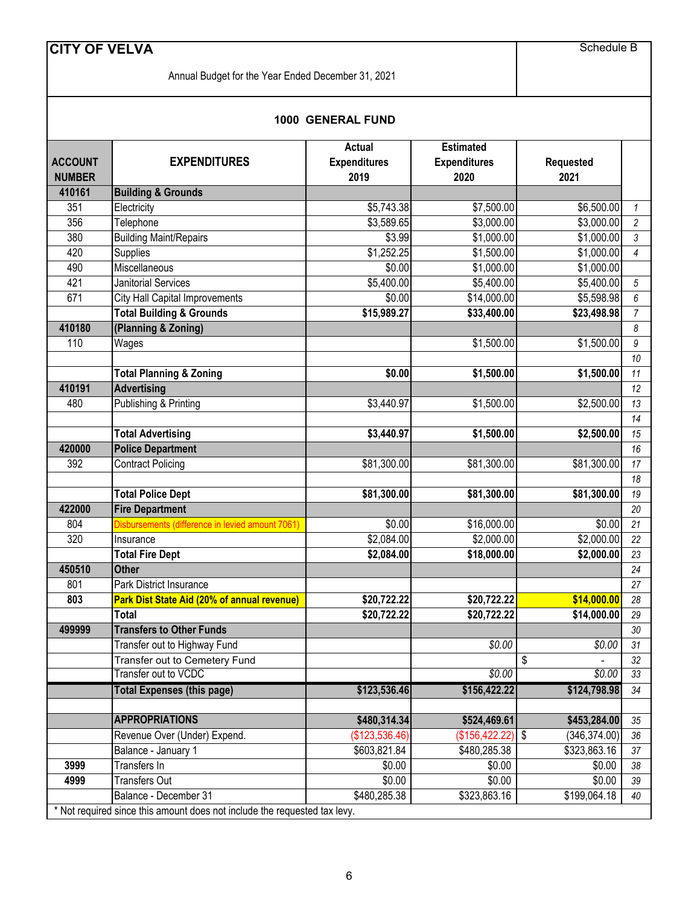# CITY OF VELVA

Schedule B

Annual Budget for the Year Ended December 31, 2021

## 1000 GENERAL FUND

| ACCOUNT NUMBER | EXPENDITURES | Actual Expenditures 2019 | Estimated Expenditures 2020 | Requested 2021 | |
|---|---|---|---|---|---|
| **410161** | **Building & Grounds** | | | | |
| 351 | Electricity | $5,743.38 | $7,500.00 | $6,500.00 | 1 |
| 356 | Telephone | $3,589.65 | $3,000.00 | $3,000.00 | 2 |
| 380 | Building Maint/Repairs | $3.99 | $1,000.00 | $1,000.00 | 3 |
| 420 | Supplies | $1,252.25 | $1,500.00 | $1,000.00 | 4 |
| 490 | Miscellaneous | $0.00 | $1,000.00 | $1,000.00 | |
| 421 | Janitorial Services | $5,400.00 | $5,400.00 | $5,400.00 | 5 |
| 671 | City Hall Capital Improvements | $0.00 | $14,000.00 | $5,598.98 | 6 |
| | **Total Building & Grounds** | **$15,989.27** | **$33,400.00** | **$23,498.98** | 7 |
| **410180** | **(Planning & Zoning)** | | | | 8 |
| 110 | Wages | | $1,500.00 | $1,500.00 | 9 |
| | | | | | 10 |
| | **Total Planning & Zoning** | **$0.00** | **$1,500.00** | **$1,500.00** | 11 |
| **410191** | **Advertising** | | | | 12 |
| 480 | Publishing & Printing | $3,440.97 | $1,500.00 | $2,500.00 | 13 |
| | | | | | 14 |
| | **Total Advertising** | **$3,440.97** | **$1,500.00** | **$2,500.00** | 15 |
| **420000** | **Police Department** | | | | 16 |
| 392 | Contract Policing | $81,300.00 | $81,300.00 | $81,300.00 | 17 |
| | | | | | 18 |
| | **Total Police Dept** | **$81,300.00** | **$81,300.00** | **$81,300.00** | 19 |
| **422000** | **Fire Department** | | | | 20 |
| 804 | Disbursements (difference in levied amount 7061) | $0.00 | $16,000.00 | $0.00 | 21 |
| 320 | Insurance | $2,084.00 | $2,000.00 | $2,000.00 | 22 |
| | **Total Fire Dept** | **$2,084.00** | **$18,000.00** | **$2,000.00** | 23 |
| **450510** | **Other** | | | | 24 |
| 801 | Park District Insurance | | | | 27 |
| **803** | **Park Dist State Aid (20% of annual revenue)** | **$20,722.22** | **$20,722.22** | **$14,000.00** | 28 |
| | **Total** | **$20,722.22** | **$20,722.22** | **$14,000.00** | 29 |
| **499999** | **Transfers to Other Funds** | | | | 30 |
| | Transfer out to Highway Fund | | *$0.00* | *$0.00* | 31 |
| | Transfer out to Cemetery Fund | | | $ - | 32 |
| | Transfer out to VCDC | | *$0.00* | *$0.00* | 33 |
| | **Total Expenses (this page)** | **$123,536.46** | **$156,422.22** | **$124,798.98** | 34 |
| | | | | | |
| | **APPROPRIATIONS** | **$480,314.34** | **$524,469.61** | **$453,284.00** | 35 |
| | Revenue Over (Under) Expend. | ($123,536.46) | ($156,422.22) | $ (346,374.00) | 36 |
| | Balance - January 1 | $603,821.84 | $480,285.38 | $323,863.16 | 37 |
| 3999 | Transfers In | $0.00 | $0.00 | $0.00 | 38 |
| 4999 | Transfers Out | $0.00 | $0.00 | $0.00 | 39 |
| | Balance - December 31 | $480,285.38 | $323,863.16 | $199,064.18 | 40 |

\* Not required since this amount does not include the requested tax levy.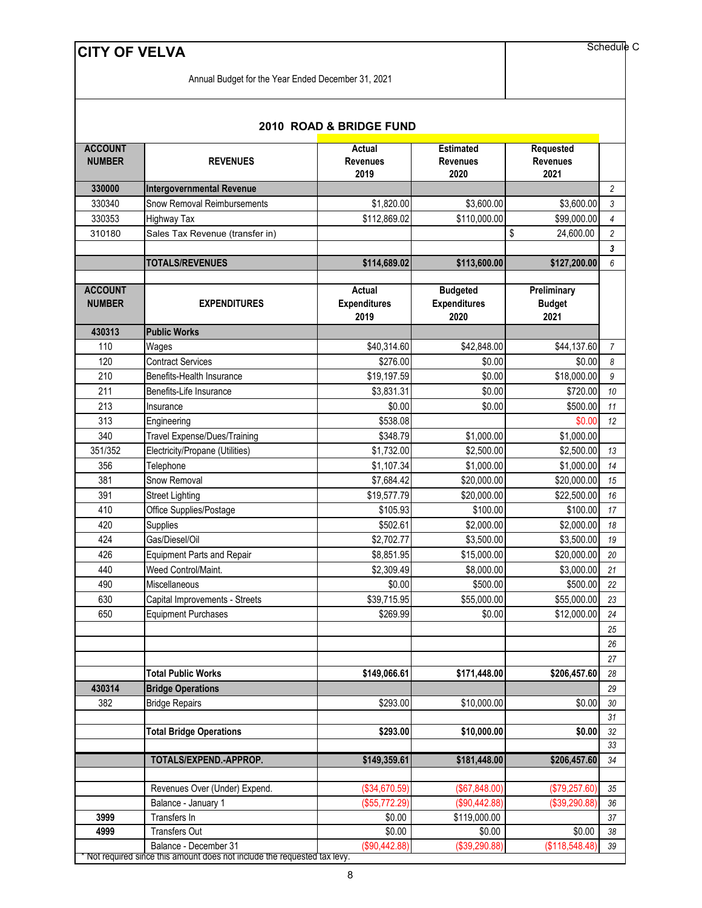# CITY OF VELVA

Schedule C

Annual Budget for the Year Ended December 31, 2021

## 2010 ROAD & BRIDGE FUND

| ACCOUNT NUMBER | REVENUES | Actual Revenues 2019 | Estimated Revenues 2020 | Requested Revenues 2021 | |
|---|---|---|---|---|---|
| **330000** | **Intergovernmental Revenue** | | | | 2 |
| 330340 | Snow Removal Reimbursements | $1,820.00 | $3,600.00 | $3,600.00 | 3 |
| 330353 | Highway Tax | $112,869.02 | $110,000.00 | $99,000.00 | 4 |
| 310180 | Sales Tax Revenue (transfer in) | | | $ 24,600.00 | 2 |
| | | | | | 3 |
| | **TOTALS/REVENUES** | **$114,689.02** | **$113,600.00** | **$127,200.00** | 6 |
| | | | | | |
| **ACCOUNT NUMBER** | **EXPENDITURES** | **Actual Expenditures 2019** | **Budgeted Expenditures 2020** | **Preliminary Budget 2021** | |
| **430313** | **Public Works** | | | | |
| 110 | Wages | $40,314.60 | $42,848.00 | $44,137.60 | 7 |
| 120 | Contract Services | $276.00 | $0.00 | $0.00 | 8 |
| 210 | Benefits-Health Insurance | $19,197.59 | $0.00 | $18,000.00 | 9 |
| 211 | Benefits-Life Insurance | $3,831.31 | $0.00 | $720.00 | 10 |
| 213 | Insurance | $0.00 | $0.00 | $500.00 | 11 |
| 313 | Engineering | $538.08 | | $0.00 | 12 |
| 340 | Travel Expense/Dues/Training | $348.79 | $1,000.00 | $1,000.00 | |
| 351/352 | Electricity/Propane (Utilities) | $1,732.00 | $2,500.00 | $2,500.00 | 13 |
| 356 | Telephone | $1,107.34 | $1,000.00 | $1,000.00 | 14 |
| 381 | Snow Removal | $7,684.42 | $20,000.00 | $20,000.00 | 15 |
| 391 | Street Lighting | $19,577.79 | $20,000.00 | $22,500.00 | 16 |
| 410 | Office Supplies/Postage | $105.93 | $100.00 | $100.00 | 17 |
| 420 | Supplies | $502.61 | $2,000.00 | $2,000.00 | 18 |
| 424 | Gas/Diesel/Oil | $2,702.77 | $3,500.00 | $3,500.00 | 19 |
| 426 | Equipment Parts and Repair | $8,851.95 | $15,000.00 | $20,000.00 | 20 |
| 440 | Weed Control/Maint. | $2,309.49 | $8,000.00 | $3,000.00 | 21 |
| 490 | Miscellaneous | $0.00 | $500.00 | $500.00 | 22 |
| 630 | Capital Improvements - Streets | $39,715.95 | $55,000.00 | $55,000.00 | 23 |
| 650 | Equipment Purchases | $269.99 | $0.00 | $12,000.00 | 24 |
| | | | | | 25 |
| | | | | | 26 |
| | | | | | 27 |
| | **Total Public Works** | **$149,066.61** | **$171,448.00** | **$206,457.60** | 28 |
| **430314** | **Bridge Operations** | | | | 29 |
| 382 | Bridge Repairs | $293.00 | $10,000.00 | $0.00 | 30 |
| | | | | | 31 |
| | **Total Bridge Operations** | **$293.00** | **$10,000.00** | **$0.00** | 32 |
| | | | | | 33 |
| | **TOTALS/EXPEND.-APPROP.** | **$149,359.61** | **$181,448.00** | **$206,457.60** | 34 |
| | | | | | |
| | Revenues Over (Under) Expend. | ($34,670.59) | ($67,848.00) | ($79,257.60) | 35 |
| | Balance - January 1 | ($55,772.29) | ($90,442.88) | ($39,290.88) | 36 |
| **3999** | Transfers In | $0.00 | $119,000.00 | | 37 |
| **4999** | Transfers Out | $0.00 | $0.00 | $0.00 | 38 |
| | Balance - December 31 | ($90,442.88) | ($39,290.88) | ($118,548.48) | 39 |

* Not required since this amount does not include the requested tax levy.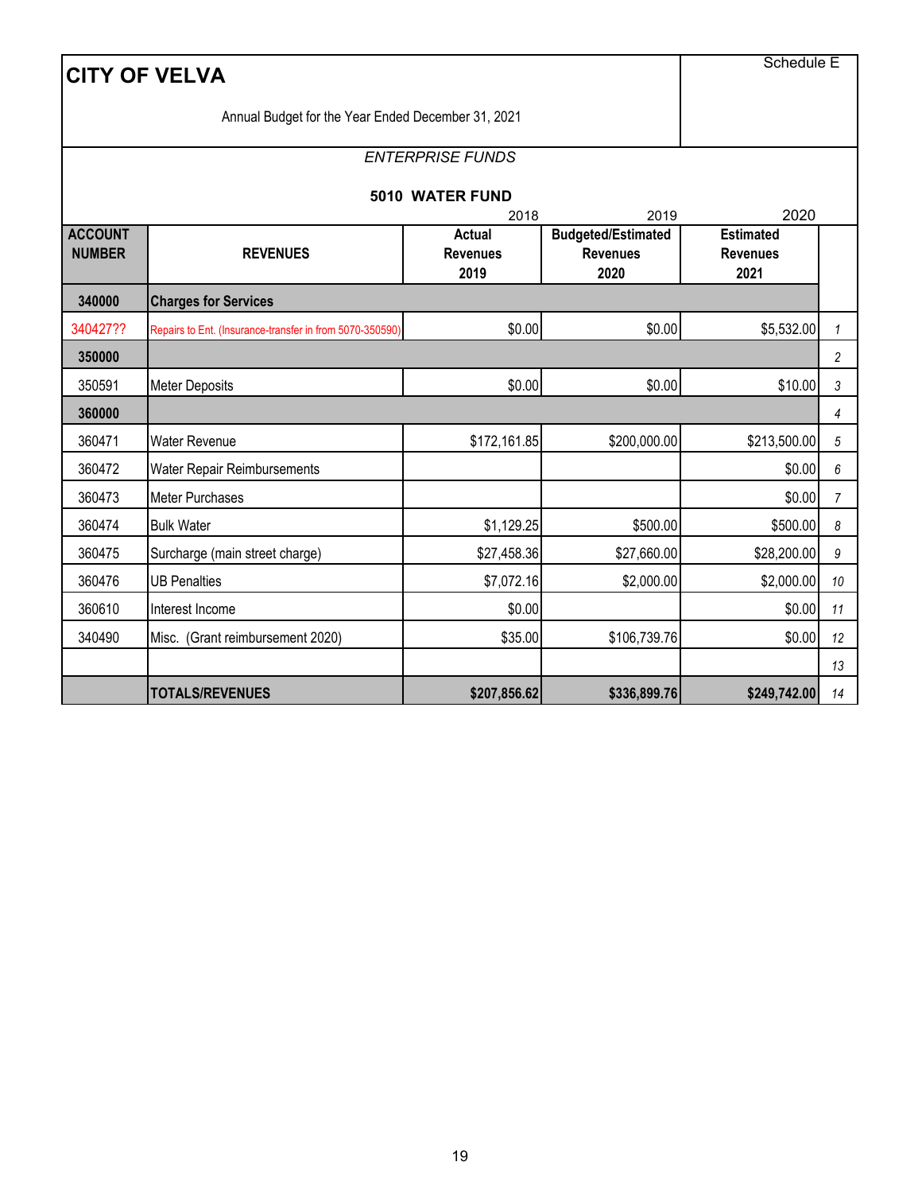# CITY OF VELVA

Schedule E

Annual Budget for the Year Ended December 31, 2021

*ENTERPRISE FUNDS*

## 5010 WATER FUND

| ACCOUNT NUMBER | REVENUES | 2018<br>Actual Revenues 2019 | 2019<br>Budgeted/Estimated Revenues 2020 | 2020<br>Estimated Revenues 2021 | |
|---|---|---|---|---|---|
| **340000** | **Charges for Services** | | | | |
| 340427?? | Repairs to Ent. (Insurance-transfer in from 5070-350590) | $0.00 | $0.00 | $5,532.00 | 1 |
| **350000** | | | | | 2 |
| 350591 | Meter Deposits | $0.00 | $0.00 | $10.00 | 3 |
| **360000** | | | | | 4 |
| 360471 | Water Revenue | $172,161.85 | $200,000.00 | $213,500.00 | 5 |
| 360472 | Water Repair Reimbursements | | | $0.00 | 6 |
| 360473 | Meter Purchases | | | $0.00 | 7 |
| 360474 | Bulk Water | $1,129.25 | $500.00 | $500.00 | 8 |
| 360475 | Surcharge (main street charge) | $27,458.36 | $27,660.00 | $28,200.00 | 9 |
| 360476 | UB Penalties | $7,072.16 | $2,000.00 | $2,000.00 | 10 |
| 360610 | Interest Income | $0.00 | | $0.00 | 11 |
| 340490 | Misc. (Grant reimbursement 2020) | $35.00 | $106,739.76 | $0.00 | 12 |
| | | | | | 13 |
| | **TOTALS/REVENUES** | **$207,856.62** | **$336,899.76** | **$249,742.00** | 14 |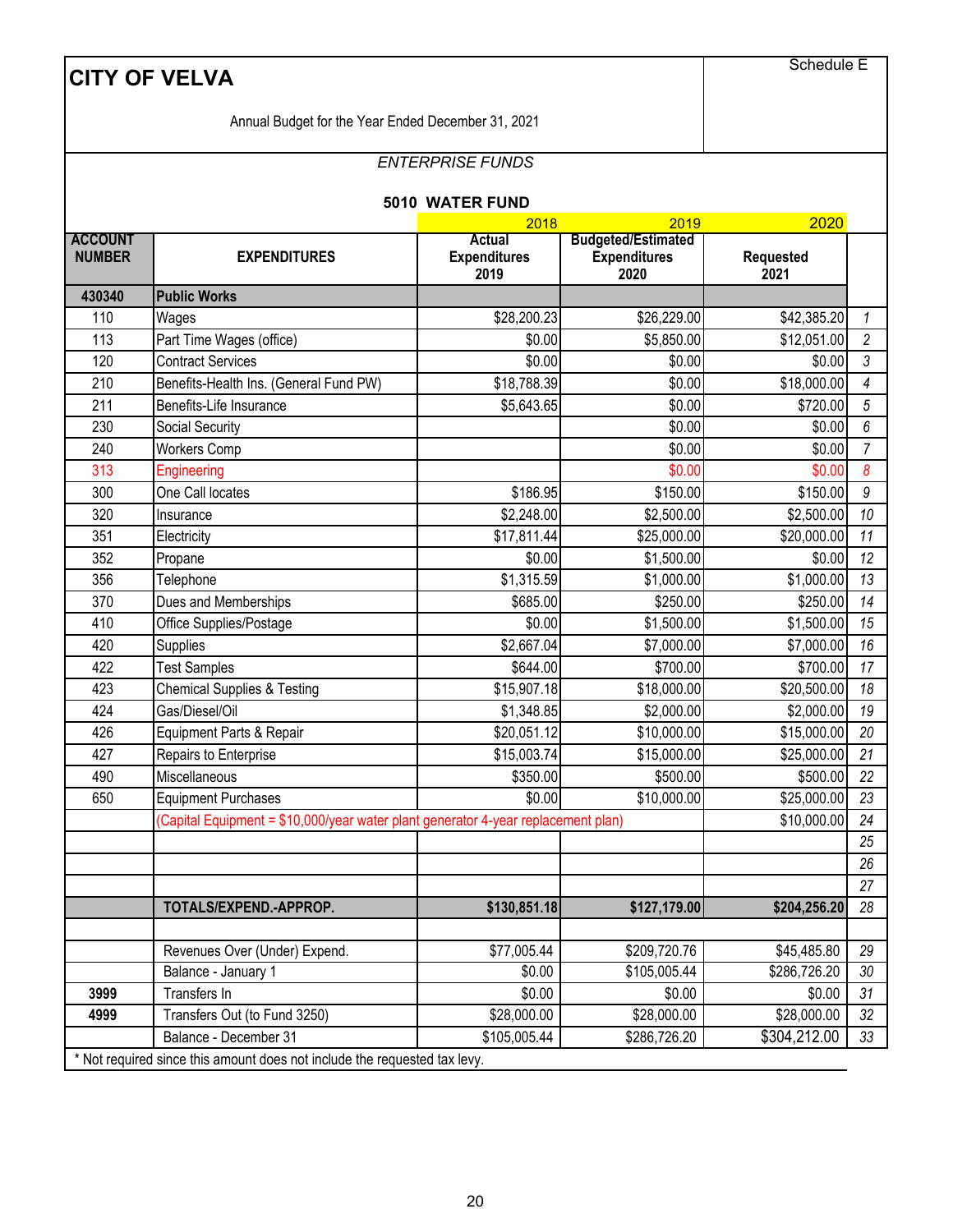# CITY OF VELVA

Schedule E

Annual Budget for the Year Ended December 31, 2021

*ENTERPRISE FUNDS*

**5010 WATER FUND**

| ACCOUNT NUMBER | EXPENDITURES | 2018 Actual Expenditures 2019 | 2019 Budgeted/Estimated Expenditures 2020 | 2020 Requested 2021 | |
|---|---|---|---|---|---|
| **430340** | **Public Works** | | | | |
| 110 | Wages | $28,200.23 | $26,229.00 | $42,385.20 | 1 |
| 113 | Part Time Wages (office) | $0.00 | $5,850.00 | $12,051.00 | 2 |
| 120 | Contract Services | $0.00 | $0.00 | $0.00 | 3 |
| 210 | Benefits-Health Ins. (General Fund PW) | $18,788.39 | $0.00 | $18,000.00 | 4 |
| 211 | Benefits-Life Insurance | $5,643.65 | $0.00 | $720.00 | 5 |
| 230 | Social Security | | $0.00 | $0.00 | 6 |
| 240 | Workers Comp | | $0.00 | $0.00 | 7 |
| 313 | Engineering | | $0.00 | $0.00 | 8 |
| 300 | One Call locates | $186.95 | $150.00 | $150.00 | 9 |
| 320 | Insurance | $2,248.00 | $2,500.00 | $2,500.00 | 10 |
| 351 | Electricity | $17,811.44 | $25,000.00 | $20,000.00 | 11 |
| 352 | Propane | $0.00 | $1,500.00 | $0.00 | 12 |
| 356 | Telephone | $1,315.59 | $1,000.00 | $1,000.00 | 13 |
| 370 | Dues and Memberships | $685.00 | $250.00 | $250.00 | 14 |
| 410 | Office Supplies/Postage | $0.00 | $1,500.00 | $1,500.00 | 15 |
| 420 | Supplies | $2,667.04 | $7,000.00 | $7,000.00 | 16 |
| 422 | Test Samples | $644.00 | $700.00 | $700.00 | 17 |
| 423 | Chemical Supplies & Testing | $15,907.18 | $18,000.00 | $20,500.00 | 18 |
| 424 | Gas/Diesel/Oil | $1,348.85 | $2,000.00 | $2,000.00 | 19 |
| 426 | Equipment Parts & Repair | $20,051.12 | $10,000.00 | $15,000.00 | 20 |
| 427 | Repairs to Enterprise | $15,003.74 | $15,000.00 | $25,000.00 | 21 |
| 490 | Miscellaneous | $350.00 | $500.00 | $500.00 | 22 |
| 650 | Equipment Purchases | $0.00 | $10,000.00 | $25,000.00 | 23 |
| | (Capital Equipment = $10,000/year water plant generator 4-year replacement plan) | | | $10,000.00 | 24 |
| | | | | | 25 |
| | | | | | 26 |
| | | | | | 27 |
| | **TOTALS/EXPEND.-APPROP.** | **$130,851.18** | **$127,179.00** | **$204,256.20** | 28 |
| | | | | | |
| | Revenues Over (Under) Expend. | $77,005.44 | $209,720.76 | $45,485.80 | 29 |
| | Balance - January 1 | $0.00 | $105,005.44 | $286,726.20 | 30 |
| **3999** | Transfers In | $0.00 | $0.00 | $0.00 | 31 |
| **4999** | Transfers Out (to Fund 3250) | $28,000.00 | $28,000.00 | $28,000.00 | 32 |
| | Balance - December 31 | $105,005.44 | $286,726.20 | $304,212.00 | 33 |

* Not required since this amount does not include the requested tax levy.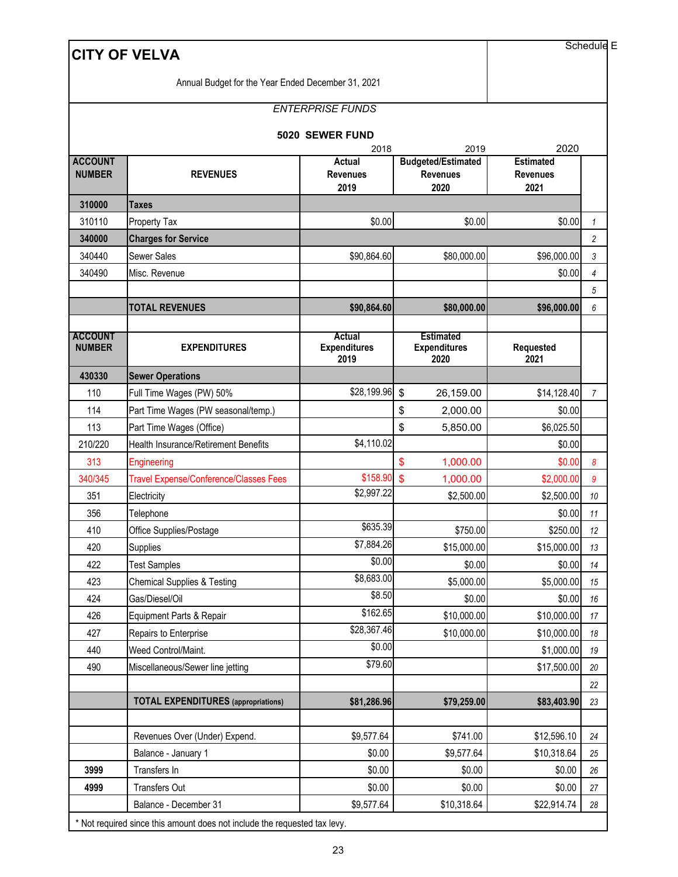# CITY OF VELVA

Schedule E

Annual Budget for the Year Ended December 31, 2021

*ENTERPRISE FUNDS*

## 5020 SEWER FUND

| ACCOUNT NUMBER | REVENUES | 2018 Actual Revenues 2019 | 2019 Budgeted/Estimated Revenues 2020 | 2020 Estimated Revenues 2021 | |
|---|---|---|---|---|---|
| **310000** | **Taxes** | | | | |
| 310110 | Property Tax | $0.00 | $0.00 | $0.00 | *1* |
| **340000** | **Charges for Service** | | | | *2* |
| 340440 | Sewer Sales | $90,864.60 | $80,000.00 | $96,000.00 | *3* |
| 340490 | Misc. Revenue | | | $0.00 | *4* |
| | | | | | *5* |
| | **TOTAL REVENUES** | **$90,864.60** | **$80,000.00** | **$96,000.00** | *6* |

| ACCOUNT NUMBER | EXPENDITURES | Actual Expenditures 2019 | Estimated Expenditures 2020 | Requested 2021 | |
|---|---|---|---|---|---|
| **430330** | **Sewer Operations** | | | | |
| 110 | Full Time Wages (PW) 50% | $28,199.96 | $ 26,159.00 | $14,128.40 | *7* |
| 114 | Part Time Wages (PW seasonal/temp.) | | $ 2,000.00 | $0.00 | |
| 113 | Part Time Wages (Office) | | $ 5,850.00 | $6,025.50 | |
| 210/220 | Health Insurance/Retirement Benefits | $4,110.02 | | $0.00 | |
| 313 | Engineering | | $ 1,000.00 | $0.00 | *8* |
| 340/345 | Travel Expense/Conference/Classes Fees | $158.90 | $ 1,000.00 | $2,000.00 | *9* |
| 351 | Electricity | $2,997.22 | $2,500.00 | $2,500.00 | *10* |
| 356 | Telephone | | | $0.00 | *11* |
| 410 | Office Supplies/Postage | $635.39 | $750.00 | $250.00 | *12* |
| 420 | Supplies | $7,884.26 | $15,000.00 | $15,000.00 | *13* |
| 422 | Test Samples | $0.00 | $0.00 | $0.00 | *14* |
| 423 | Chemical Supplies & Testing | $8,683.00 | $5,000.00 | $5,000.00 | *15* |
| 424 | Gas/Diesel/Oil | $8.50 | $0.00 | $0.00 | *16* |
| 426 | Equipment Parts & Repair | $162.65 | $10,000.00 | $10,000.00 | *17* |
| 427 | Repairs to Enterprise | $28,367.46 | $10,000.00 | $10,000.00 | *18* |
| 440 | Weed Control/Maint. | $0.00 | | $1,000.00 | *19* |
| 490 | Miscellaneous/Sewer line jetting | $79.60 | | $17,500.00 | *20* |
| | | | | | *22* |
| | **TOTAL EXPENDITURES (appropriations)** | **$81,286.96** | **$79,259.00** | **$83,403.90** | *23* |
| | | | | | |
| | Revenues Over (Under) Expend. | $9,577.64 | $741.00 | $12,596.10 | *24* |
| | Balance - January 1 | $0.00 | $9,577.64 | $10,318.64 | *25* |
| **3999** | Transfers In | $0.00 | $0.00 | $0.00 | *26* |
| **4999** | Transfers Out | $0.00 | $0.00 | $0.00 | *27* |
| | Balance - December 31 | $9,577.64 | $10,318.64 | $22,914.74 | *28* |

* Not required since this amount does not include the requested tax levy.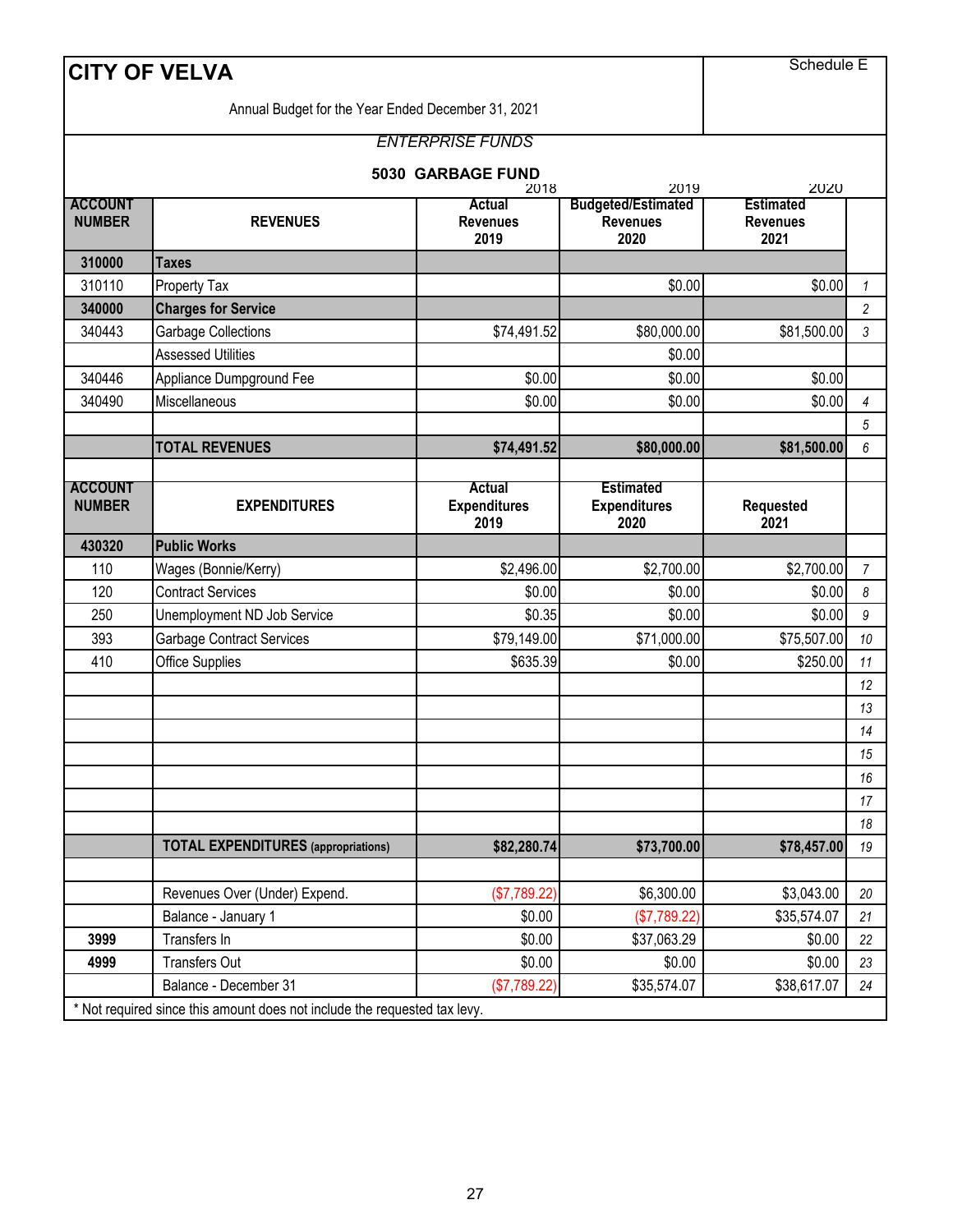# CITY OF VELVA

Schedule E

Annual Budget for the Year Ended December 31, 2021

*ENTERPRISE FUNDS*

**5030 GARBAGE FUND**

| ACCOUNT NUMBER | REVENUES | 2018<br>Actual Revenues 2019 | 2019<br>Budgeted/Estimated Revenues 2020 | 2020<br>Estimated Revenues 2021 | |
|---|---|---|---|---|---|
| **310000** | **Taxes** | | | | |
| 310110 | Property Tax | | $0.00 | $0.00 | *1* |
| **340000** | **Charges for Service** | | | | *2* |
| 340443 | Garbage Collections | $74,491.52 | $80,000.00 | $81,500.00 | *3* |
| | Assessed Utilities | | $0.00 | | |
| 340446 | Appliance Dumpground Fee | $0.00 | $0.00 | $0.00 | |
| 340490 | Miscellaneous | $0.00 | $0.00 | $0.00 | *4* |
| | | | | | *5* |
| | **TOTAL REVENUES** | **$74,491.52** | **$80,000.00** | **$81,500.00** | *6* |

| ACCOUNT NUMBER | EXPENDITURES | Actual Expenditures 2019 | Estimated Expenditures 2020 | Requested 2021 | |
|---|---|---|---|---|---|
| **430320** | **Public Works** | | | | |
| 110 | Wages (Bonnie/Kerry) | $2,496.00 | $2,700.00 | $2,700.00 | *7* |
| 120 | Contract Services | $0.00 | $0.00 | $0.00 | *8* |
| 250 | Unemployment ND Job Service | $0.35 | $0.00 | $0.00 | *9* |
| 393 | Garbage Contract Services | $79,149.00 | $71,000.00 | $75,507.00 | *10* |
| 410 | Office Supplies | $635.39 | $0.00 | $250.00 | *11* |
| | | | | | *12* |
| | | | | | *13* |
| | | | | | *14* |
| | | | | | *15* |
| | | | | | *16* |
| | | | | | *17* |
| | | | | | *18* |
| | **TOTAL EXPENDITURES (appropriations)** | **$82,280.74** | **$73,700.00** | **$78,457.00** | *19* |
| | | | | | |
| | Revenues Over (Under) Expend. | ($7,789.22) | $6,300.00 | $3,043.00 | *20* |
| | Balance - January 1 | $0.00 | ($7,789.22) | $35,574.07 | *21* |
| **3999** | Transfers In | $0.00 | $37,063.29 | $0.00 | *22* |
| **4999** | Transfers Out | $0.00 | $0.00 | $0.00 | *23* |
| | Balance - December 31 | ($7,789.22) | $35,574.07 | $38,617.07 | *24* |

* Not required since this amount does not include the requested tax levy.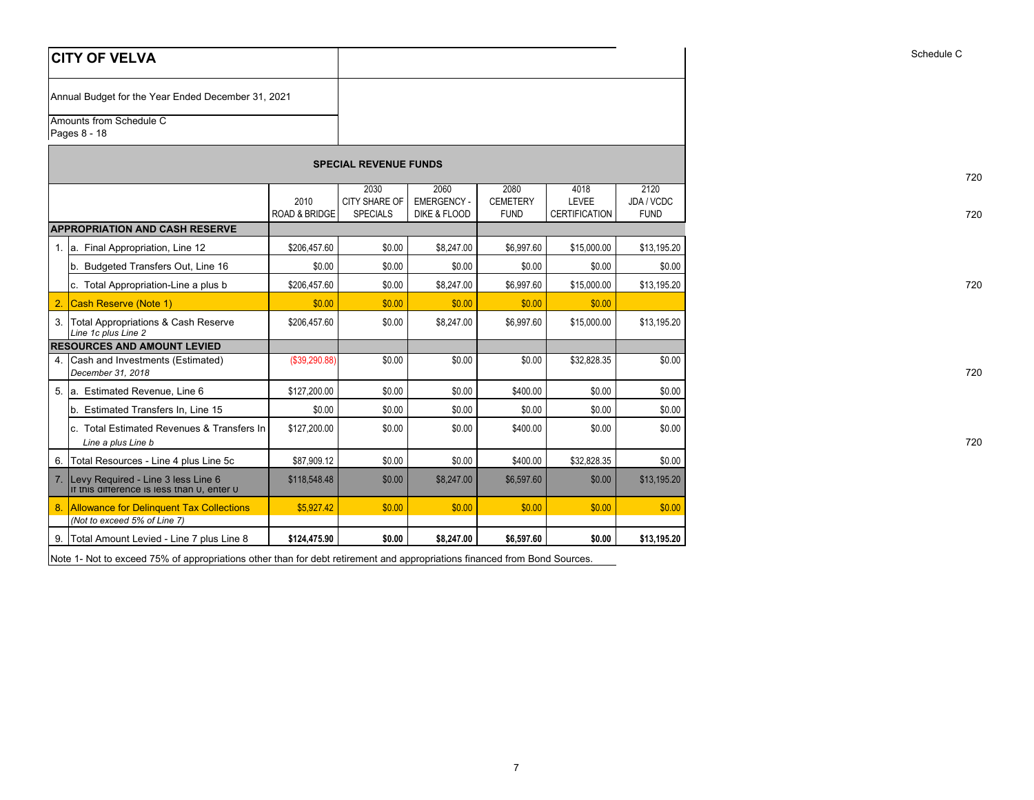Schedule C

# CITY OF VELVA

Annual Budget for the Year Ended December 31, 2021

Amounts from Schedule C
Pages 8 - 18

## SPECIAL REVENUE FUNDS

| | | 2010 ROAD & BRIDGE | 2030 CITY SHARE OF SPECIALS | 2060 EMERGENCY - DIKE & FLOOD | 2080 CEMETERY FUND | 4018 LEVEE CERTIFICATION | 2120 JDA / VCDC FUND |
|---|---|---|---|---|---|---|---|
| **APPROPRIATION AND CASH RESERVE** | | | | | | | |
| 1. | a. Final Appropriation, Line 12 | $206,457.60 | $0.00 | $8,247.00 | $6,997.60 | $15,000.00 | $13,195.20 |
| | b. Budgeted Transfers Out, Line 16 | $0.00 | $0.00 | $0.00 | $0.00 | $0.00 | $0.00 |
| | c. Total Appropriation-Line a plus b | $206,457.60 | $0.00 | $8,247.00 | $6,997.60 | $15,000.00 | $13,195.20 |
| 2. | Cash Reserve (Note 1) | $0.00 | $0.00 | $0.00 | $0.00 | $0.00 | |
| 3. | Total Appropriations & Cash Reserve *Line 1c plus Line 2* | $206,457.60 | $0.00 | $8,247.00 | $6,997.60 | $15,000.00 | $13,195.20 |
| **RESOURCES AND AMOUNT LEVIED** | | | | | | | |
| 4. | Cash and Investments (Estimated) *December 31, 2018* | ($39,290.88) | $0.00 | $0.00 | $0.00 | $32,828.35 | $0.00 |
| 5. | a. Estimated Revenue, Line 6 | $127,200.00 | $0.00 | $0.00 | $400.00 | $0.00 | $0.00 |
| | b. Estimated Transfers In, Line 15 | $0.00 | $0.00 | $0.00 | $0.00 | $0.00 | $0.00 |
| | c. Total Estimated Revenues & Transfers In *Line a plus Line b* | $127,200.00 | $0.00 | $0.00 | $400.00 | $0.00 | $0.00 |
| 6. | Total Resources - Line 4 plus Line 5c | $87,909.12 | $0.00 | $0.00 | $400.00 | $32,828.35 | $0.00 |
| 7. | Levy Required - Line 3 less Line 6 If this difference is less than 0, enter 0 | $118,548.48 | $0.00 | $8,247.00 | $6,597.60 | $0.00 | $13,195.20 |
| 8. | Allowance for Delinquent Tax Collections *(Not to exceed 5% of Line 7)* | $5,927.42 | $0.00 | $0.00 | $0.00 | $0.00 | $0.00 |
| 9. | Total Amount Levied - Line 7 plus Line 8 | **$124,475.90** | **$0.00** | **$8,247.00** | **$6,597.60** | **$0.00** | **$13,195.20** |

Note 1- Not to exceed 75% of appropriations other than for debt retirement and appropriations financed from Bond Sources.

720

720

720

720

720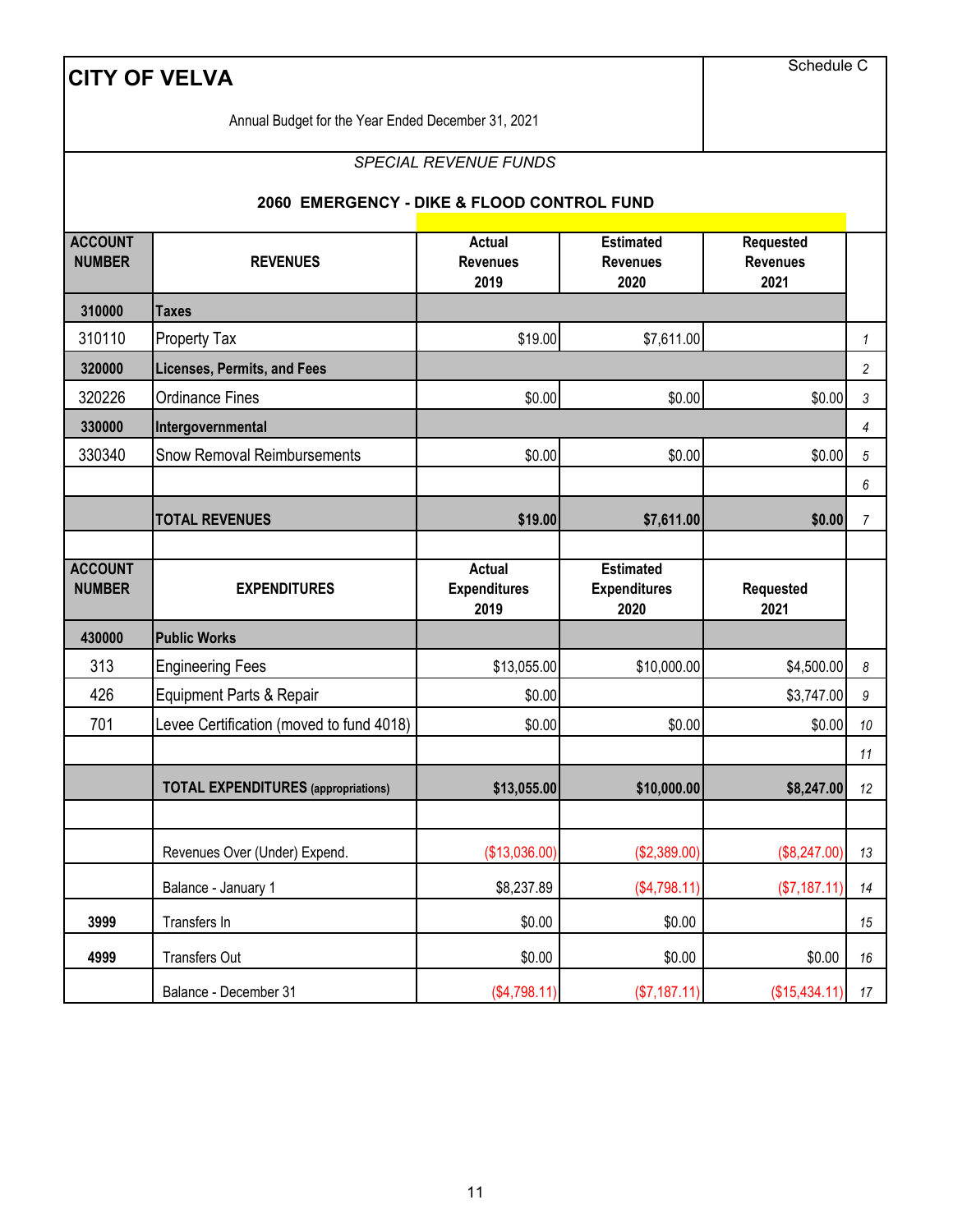# CITY OF VELVA

Schedule C

Annual Budget for the Year Ended December 31, 2021

*SPECIAL REVENUE FUNDS*

**2060 EMERGENCY - DIKE & FLOOD CONTROL FUND**

| ACCOUNT NUMBER | REVENUES | Actual Revenues 2019 | Estimated Revenues 2020 | Requested Revenues 2021 | |
|---|---|---|---|---|---|
| **310000** | **Taxes** | | | | |
| 310110 | Property Tax | $19.00 | $7,611.00 | | 1 |
| **320000** | **Licenses, Permits, and Fees** | | | | 2 |
| 320226 | Ordinance Fines | $0.00 | $0.00 | $0.00 | 3 |
| **330000** | **Intergovernmental** | | | | 4 |
| 330340 | Snow Removal Reimbursements | $0.00 | $0.00 | $0.00 | 5 |
| | | | | | 6 |
| | **TOTAL REVENUES** | **$19.00** | **$7,611.00** | **$0.00** | 7 |

| ACCOUNT NUMBER | EXPENDITURES | Actual Expenditures 2019 | Estimated Expenditures 2020 | Requested 2021 | |
|---|---|---|---|---|---|
| **430000** | **Public Works** | | | | |
| 313 | Engineering Fees | $13,055.00 | $10,000.00 | $4,500.00 | 8 |
| 426 | Equipment Parts & Repair | $0.00 | | $3,747.00 | 9 |
| 701 | Levee Certification (moved to fund 4018) | $0.00 | $0.00 | $0.00 | 10 |
| | | | | | 11 |
| | **TOTAL EXPENDITURES** (appropriations) | **$13,055.00** | **$10,000.00** | **$8,247.00** | 12 |
| | | | | | |
| | Revenues Over (Under) Expend. | ($13,036.00) | ($2,389.00) | ($8,247.00) | 13 |
| | Balance - January 1 | $8,237.89 | ($4,798.11) | ($7,187.11) | 14 |
| **3999** | Transfers In | $0.00 | $0.00 | | 15 |
| **4999** | Transfers Out | $0.00 | $0.00 | $0.00 | 16 |
| | Balance - December 31 | ($4,798.11) | ($7,187.11) | ($15,434.11) | 17 |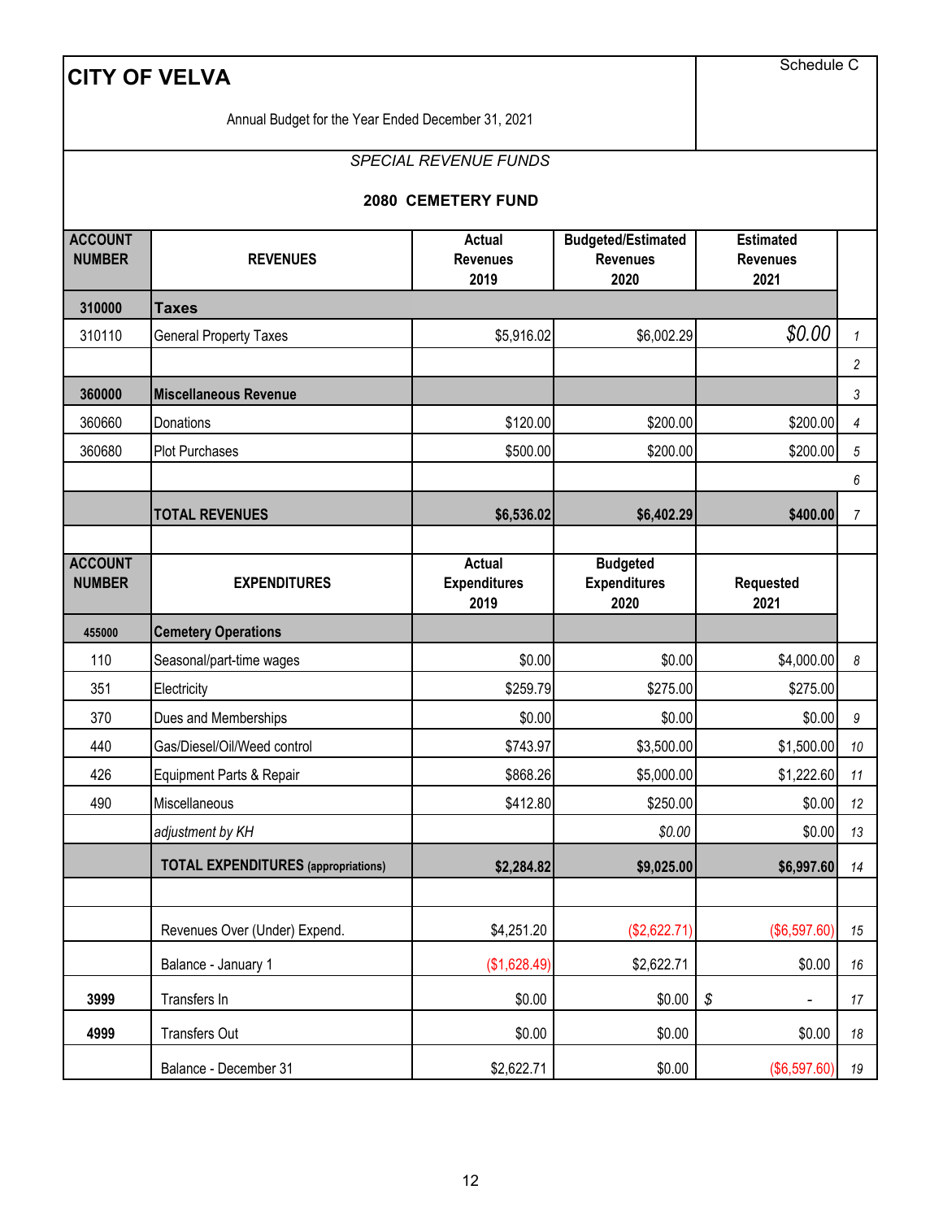## CITY OF VELVA

Schedule C

Annual Budget for the Year Ended December 31, 2021

*SPECIAL REVENUE FUNDS*

### 2080 CEMETERY FUND

| ACCOUNT NUMBER | REVENUES | Actual Revenues 2019 | Budgeted/Estimated Revenues 2020 | Estimated Revenues 2021 | |
|---|---|---|---|---|---|
| **310000** | **Taxes** | | | | |
| 310110 | General Property Taxes | $5,916.02 | $6,002.29 | $0.00 | 1 |
| | | | | | 2 |
| **360000** | **Miscellaneous Revenue** | | | | 3 |
| 360660 | Donations | $120.00 | $200.00 | $200.00 | 4 |
| 360680 | Plot Purchases | $500.00 | $200.00 | $200.00 | 5 |
| | | | | | 6 |
| | **TOTAL REVENUES** | **$6,536.02** | **$6,402.29** | **$400.00** | 7 |

| ACCOUNT NUMBER | EXPENDITURES | Actual Expenditures 2019 | Budgeted Expenditures 2020 | Requested 2021 | |
|---|---|---|---|---|---|
| **455000** | **Cemetery Operations** | | | | |
| 110 | Seasonal/part-time wages | $0.00 | $0.00 | $4,000.00 | 8 |
| 351 | Electricity | $259.79 | $275.00 | $275.00 | |
| 370 | Dues and Memberships | $0.00 | $0.00 | $0.00 | 9 |
| 440 | Gas/Diesel/Oil/Weed control | $743.97 | $3,500.00 | $1,500.00 | 10 |
| 426 | Equipment Parts & Repair | $868.26 | $5,000.00 | $1,222.60 | 11 |
| 490 | Miscellaneous | $412.80 | $250.00 | $0.00 | 12 |
| | *adjustment by KH* | | *$0.00* | $0.00 | 13 |
| | **TOTAL EXPENDITURES (appropriations)** | **$2,284.82** | **$9,025.00** | **$6,997.60** | 14 |
| | | | | | |
| | Revenues Over (Under) Expend. | $4,251.20 | ($2,622.71) | ($6,597.60) | 15 |
| | Balance - January 1 | ($1,628.49) | $2,622.71 | $0.00 | 16 |
| **3999** | Transfers In | $0.00 | $0.00 | $ - | 17 |
| **4999** | Transfers Out | $0.00 | $0.00 | $0.00 | 18 |
| | Balance - December 31 | $2,622.71 | $0.00 | ($6,597.60) | 19 |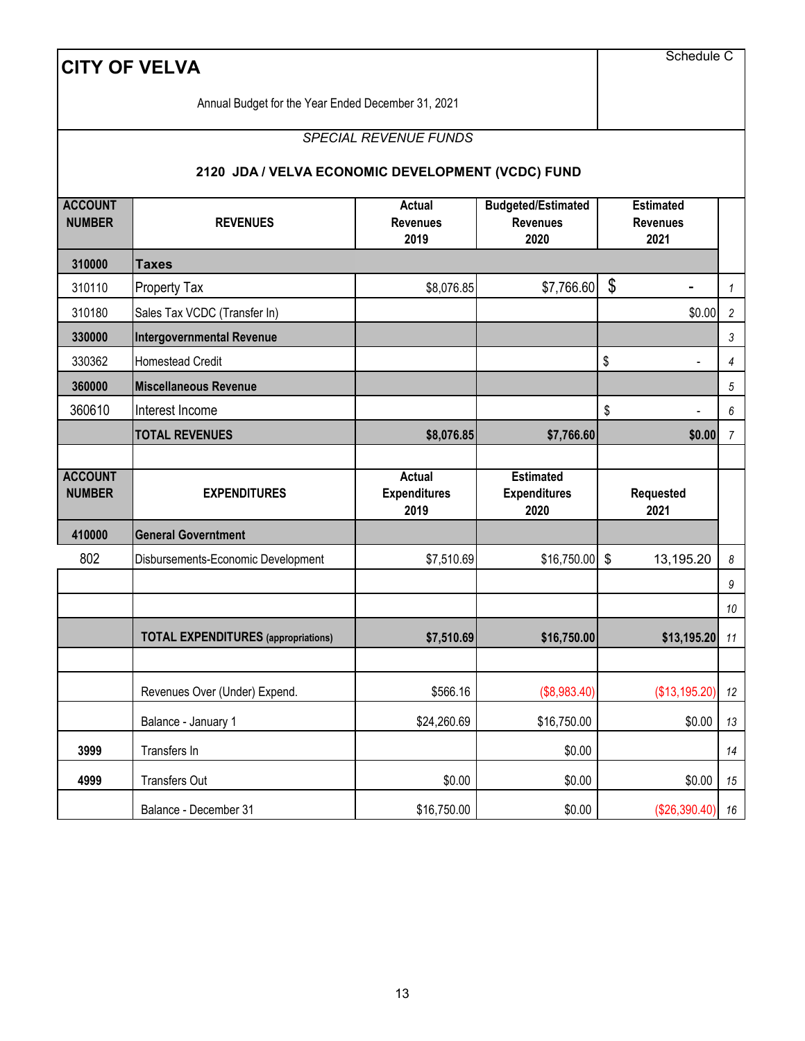# CITY OF VELVA

Schedule C

Annual Budget for the Year Ended December 31, 2021

*SPECIAL REVENUE FUNDS*

## 2120 JDA / VELVA ECONOMIC DEVELOPMENT (VCDC) FUND

| ACCOUNT NUMBER | REVENUES | Actual Revenues 2019 | Budgeted/Estimated Revenues 2020 | Estimated Revenues 2021 | |
|---|---|---|---|---|---|
| **310000** | **Taxes** | | | | |
| 310110 | Property Tax | $8,076.85 | $7,766.60 | $ - | 1 |
| 310180 | Sales Tax VCDC (Transfer In) | | | $0.00 | 2 |
| **330000** | **Intergovernmental Revenue** | | | | 3 |
| 330362 | Homestead Credit | | | $ - | 4 |
| **360000** | **Miscellaneous Revenue** | | | | 5 |
| 360610 | Interest Income | | | $ - | 6 |
| | **TOTAL REVENUES** | **$8,076.85** | **$7,766.60** | **$0.00** | 7 |

| ACCOUNT NUMBER | EXPENDITURES | Actual Expenditures 2019 | Estimated Expenditures 2020 | Requested 2021 | |
|---|---|---|---|---|---|
| **410000** | **General Government** | | | | |
| 802 | Disbursements-Economic Development | $7,510.69 | $16,750.00 | $ 13,195.20 | 8 |
| | | | | | 9 |
| | | | | | 10 |
| | **TOTAL EXPENDITURES** (appropriations) | **$7,510.69** | **$16,750.00** | **$13,195.20** | 11 |
| | | | | | |
| | Revenues Over (Under) Expend. | $566.16 | ($8,983.40) | ($13,195.20) | 12 |
| | Balance - January 1 | $24,260.69 | $16,750.00 | $0.00 | 13 |
| **3999** | Transfers In | | $0.00 | | 14 |
| **4999** | Transfers Out | $0.00 | $0.00 | $0.00 | 15 |
| | Balance - December 31 | $16,750.00 | $0.00 | ($26,390.40) | 16 |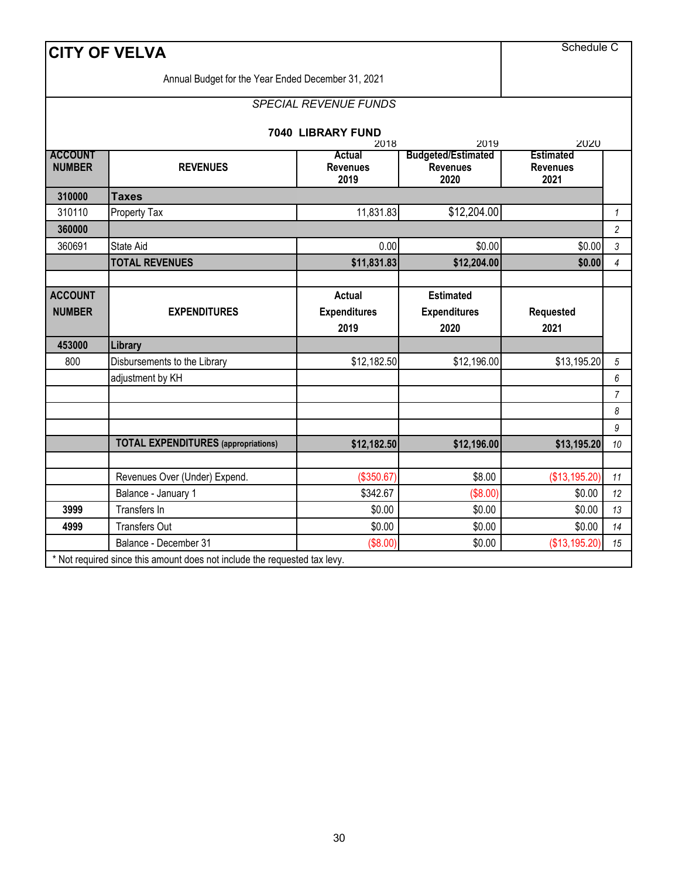# CITY OF VELVA

Schedule C

Annual Budget for the Year Ended December 31, 2021

*SPECIAL REVENUE FUNDS*

**7040 LIBRARY FUND**

| ACCOUNT NUMBER | REVENUES | 2018 Actual Revenues 2019 | 2019 Budgeted/Estimated Revenues 2020 | 2020 Estimated Revenues 2021 | |
|---|---|---|---|---|---|
| **310000** | **Taxes** | | | | |
| 310110 | Property Tax | 11,831.83 | $12,204.00 | | 1 |
| **360000** | | | | | 2 |
| 360691 | State Aid | 0.00 | $0.00 | $0.00 | 3 |
| | **TOTAL REVENUES** | **$11,831.83** | **$12,204.00** | **$0.00** | 4 |
| | | | | | |
| **ACCOUNT NUMBER** | **EXPENDITURES** | **Actual Expenditures 2019** | **Estimated Expenditures 2020** | **Requested 2021** | |
| **453000** | **Library** | | | | |
| 800 | Disbursements to the Library | $12,182.50 | $12,196.00 | $13,195.20 | 5 |
| | adjustment by KH | | | | 6 |
| | | | | | 7 |
| | | | | | 8 |
| | | | | | 9 |
| | **TOTAL EXPENDITURES** (appropriations) | **$12,182.50** | **$12,196.00** | **$13,195.20** | 10 |
| | | | | | |
| | Revenues Over (Under) Expend. | ($350.67) | $8.00 | ($13,195.20) | 11 |
| | Balance - January 1 | $342.67 | ($8.00) | $0.00 | 12 |
| **3999** | Transfers In | $0.00 | $0.00 | $0.00 | 13 |
| **4999** | Transfers Out | $0.00 | $0.00 | $0.00 | 14 |
| | Balance - December 31 | ($8.00) | $0.00 | ($13,195.20) | 15 |

* Not required since this amount does not include the requested tax levy.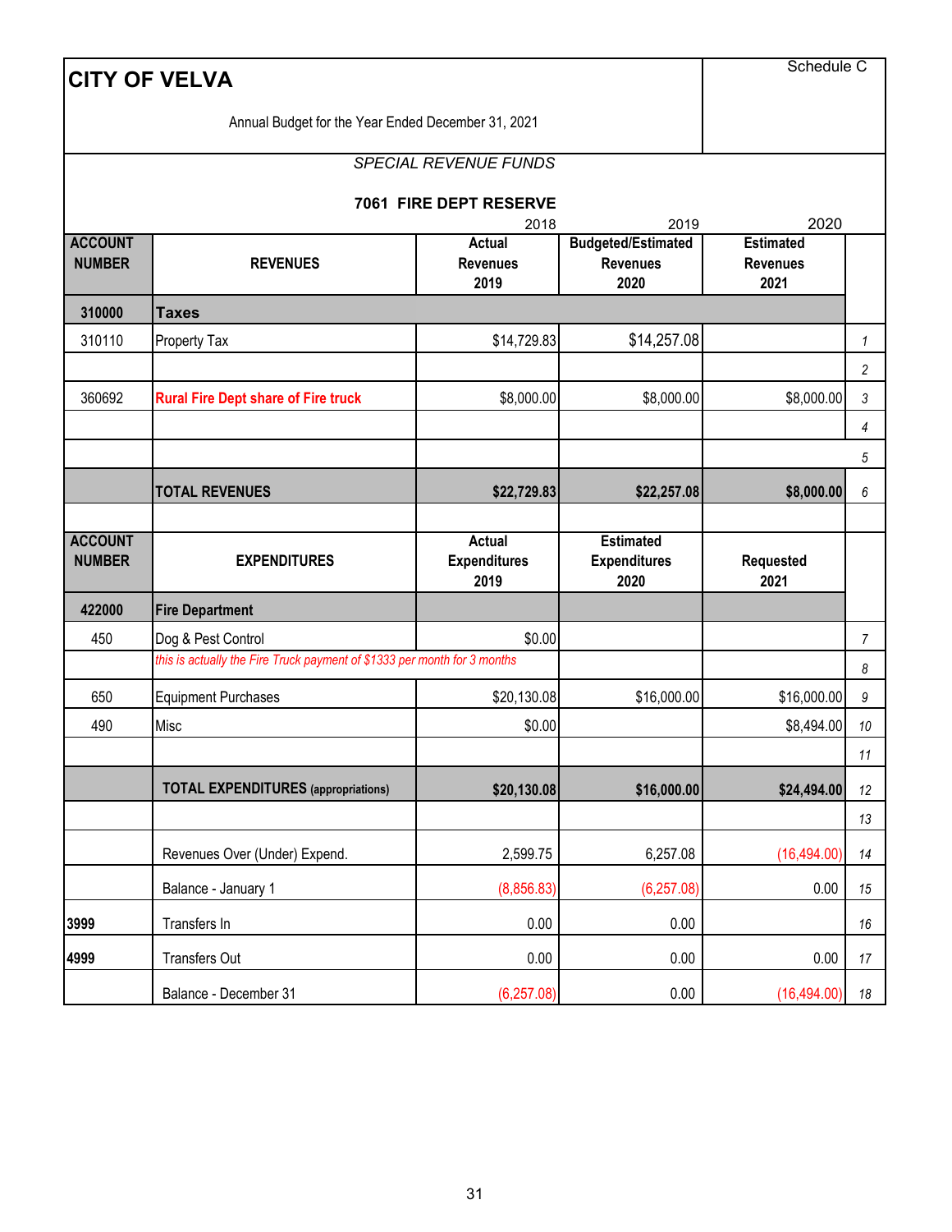# CITY OF VELVA

Schedule C

Annual Budget for the Year Ended December 31, 2021

*SPECIAL REVENUE FUNDS*

## 7061 FIRE DEPT RESERVE

| ACCOUNT NUMBER | REVENUES | 2018<br>Actual Revenues 2019 | 2019<br>Budgeted/Estimated Revenues 2020 | 2020<br>Estimated Revenues 2021 | |
|---|---|---|---|---|---|
| **310000** | **Taxes** | | | | |
| 310110 | Property Tax | $14,729.83 | $14,257.08 | | 1 |
| | | | | | 2 |
| 360692 | **Rural Fire Dept share of Fire truck** | $8,000.00 | $8,000.00 | $8,000.00 | 3 |
| | | | | | 4 |
| | | | | | 5 |
| | **TOTAL REVENUES** | **$22,729.83** | **$22,257.08** | **$8,000.00** | 6 |
| | | | | | |
| **ACCOUNT NUMBER** | **EXPENDITURES** | **Actual Expenditures 2019** | **Estimated Expenditures 2020** | **Requested 2021** | |
| **422000** | **Fire Department** | | | | |
| 450 | Dog & Pest Control | $0.00 | | | 7 |
| | *this is actually the Fire Truck payment of $1333 per month for 3 months* | | | | 8 |
| 650 | Equipment Purchases | $20,130.08 | $16,000.00 | $16,000.00 | 9 |
| 490 | Misc | $0.00 | | $8,494.00 | 10 |
| | | | | | 11 |
| | **TOTAL EXPENDITURES (appropriations)** | **$20,130.08** | **$16,000.00** | **$24,494.00** | 12 |
| | | | | | 13 |
| | Revenues Over (Under) Expend. | 2,599.75 | 6,257.08 | (16,494.00) | 14 |
| | Balance - January 1 | (8,856.83) | (6,257.08) | 0.00 | 15 |
| **3999** | Transfers In | 0.00 | 0.00 | | 16 |
| **4999** | Transfers Out | 0.00 | 0.00 | 0.00 | 17 |
| | Balance - December 31 | (6,257.08) | 0.00 | (16,494.00) | 18 |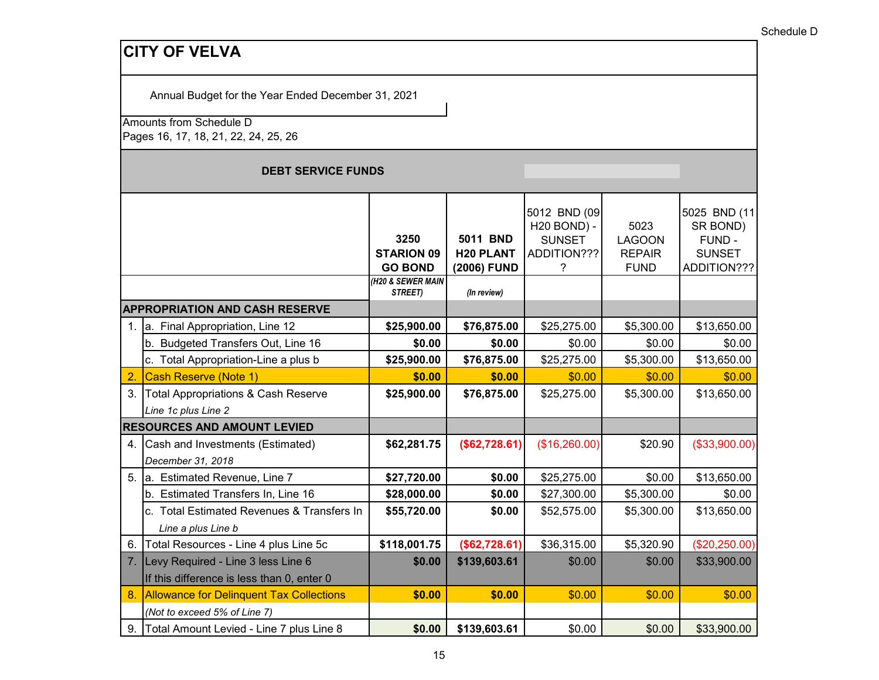Schedule D

# CITY OF VELVA

Annual Budget for the Year Ended December 31, 2021

Amounts from Schedule D
Pages 16, 17, 18, 21, 22, 24, 25, 26

## DEBT SERVICE FUNDS

| | | 3250 STARION 09 GO BOND *(H20 & SEWER MAIN STREET)* | 5011 BND H20 PLANT (2006) FUND *(In review)* | 5012 BND (09 H20 BOND) - SUNSET ADDITION???? | 5023 LAGOON REPAIR FUND | 5025 BND (11 SR BOND) FUND - SUNSET ADDITION??? |
|---|---|---|---|---|---|---|
| **APPROPRIATION AND CASH RESERVE** | | | | | | |
| 1. | a. Final Appropriation, Line 12 | **$25,900.00** | **$76,875.00** | $25,275.00 | $5,300.00 | $13,650.00 |
| | b. Budgeted Transfers Out, Line 16 | **$0.00** | **$0.00** | $0.00 | $0.00 | $0.00 |
| | c. Total Appropriation-Line a plus b | **$25,900.00** | **$76,875.00** | $25,275.00 | $5,300.00 | $13,650.00 |
| 2. | Cash Reserve (Note 1) | **$0.00** | **$0.00** | $0.00 | $0.00 | $0.00 |
| 3. | Total Appropriations & Cash Reserve *Line 1c plus Line 2* | **$25,900.00** | **$76,875.00** | $25,275.00 | $5,300.00 | $13,650.00 |
| **RESOURCES AND AMOUNT LEVIED** | | | | | | |
| 4. | Cash and Investments (Estimated) *December 31, 2018* | **$62,281.75** | **($62,728.61)** | ($16,260.00) | $20.90 | ($33,900.00) |
| 5. | a. Estimated Revenue, Line 7 | **$27,720.00** | **$0.00** | $25,275.00 | $0.00 | $13,650.00 |
| | b. Estimated Transfers In, Line 16 | **$28,000.00** | **$0.00** | $27,300.00 | $5,300.00 | $0.00 |
| | c. Total Estimated Revenues & Transfers In *Line a plus Line b* | **$55,720.00** | **$0.00** | $52,575.00 | $5,300.00 | $13,650.00 |
| 6. | Total Resources - Line 4 plus Line 5c | **$118,001.75** | **($62,728.61)** | $36,315.00 | $5,320.90 | ($20,250.00) |
| 7. | Levy Required - Line 3 less Line 6 If this difference is less than 0, enter 0 | **$0.00** | **$139,603.61** | $0.00 | $0.00 | $33,900.00 |
| 8. | Allowance for Delinquent Tax Collections *(Not to exceed 5% of Line 7)* | **$0.00** | **$0.00** | $0.00 | $0.00 | $0.00 |
| 9. | Total Amount Levied - Line 7 plus Line 8 | **$0.00** | **$139,603.61** | $0.00 | $0.00 | $33,900.00 |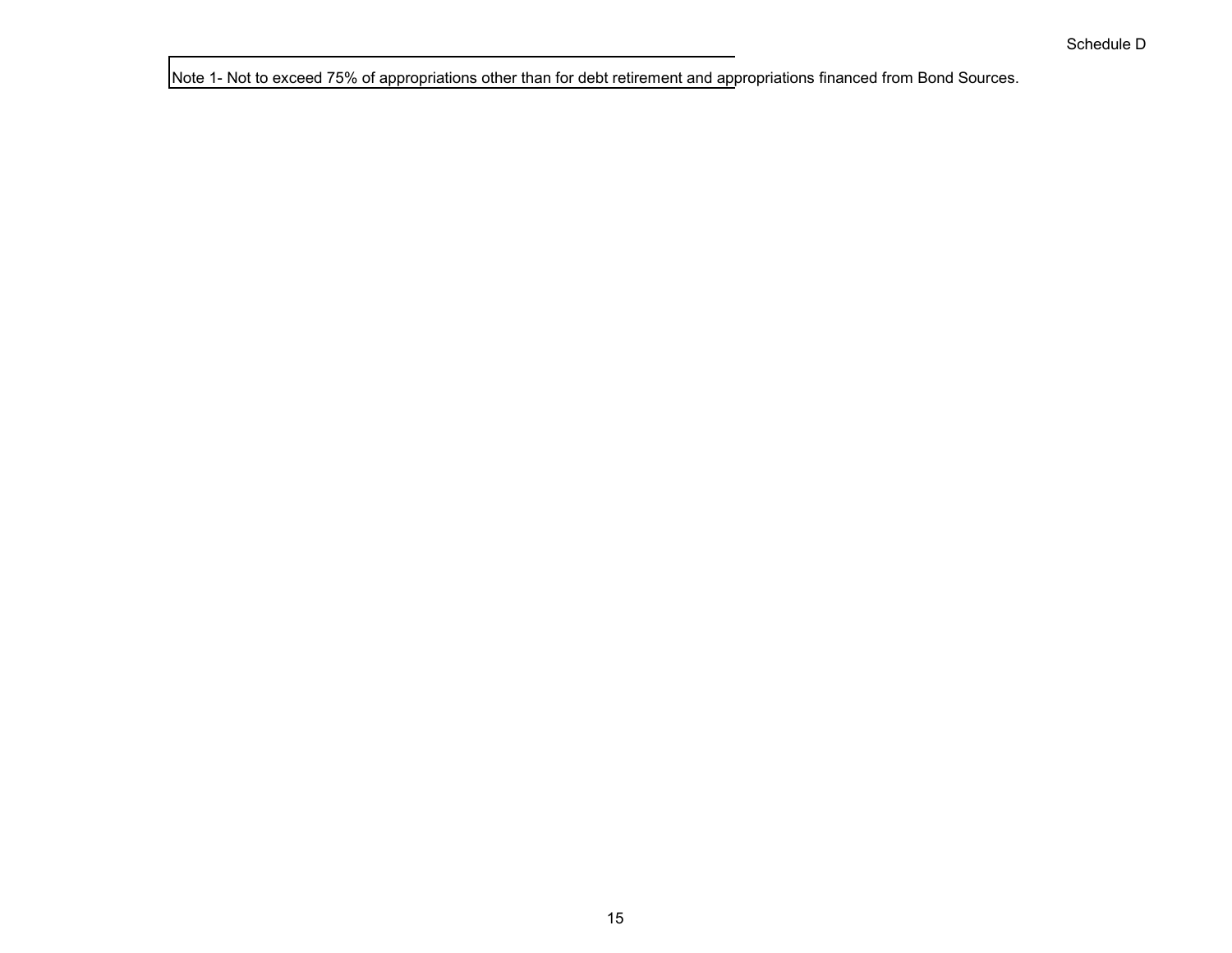Schedule D

Note 1- Not to exceed 75% of appropriations other than for debt retirement and appropriations financed from Bond Sources.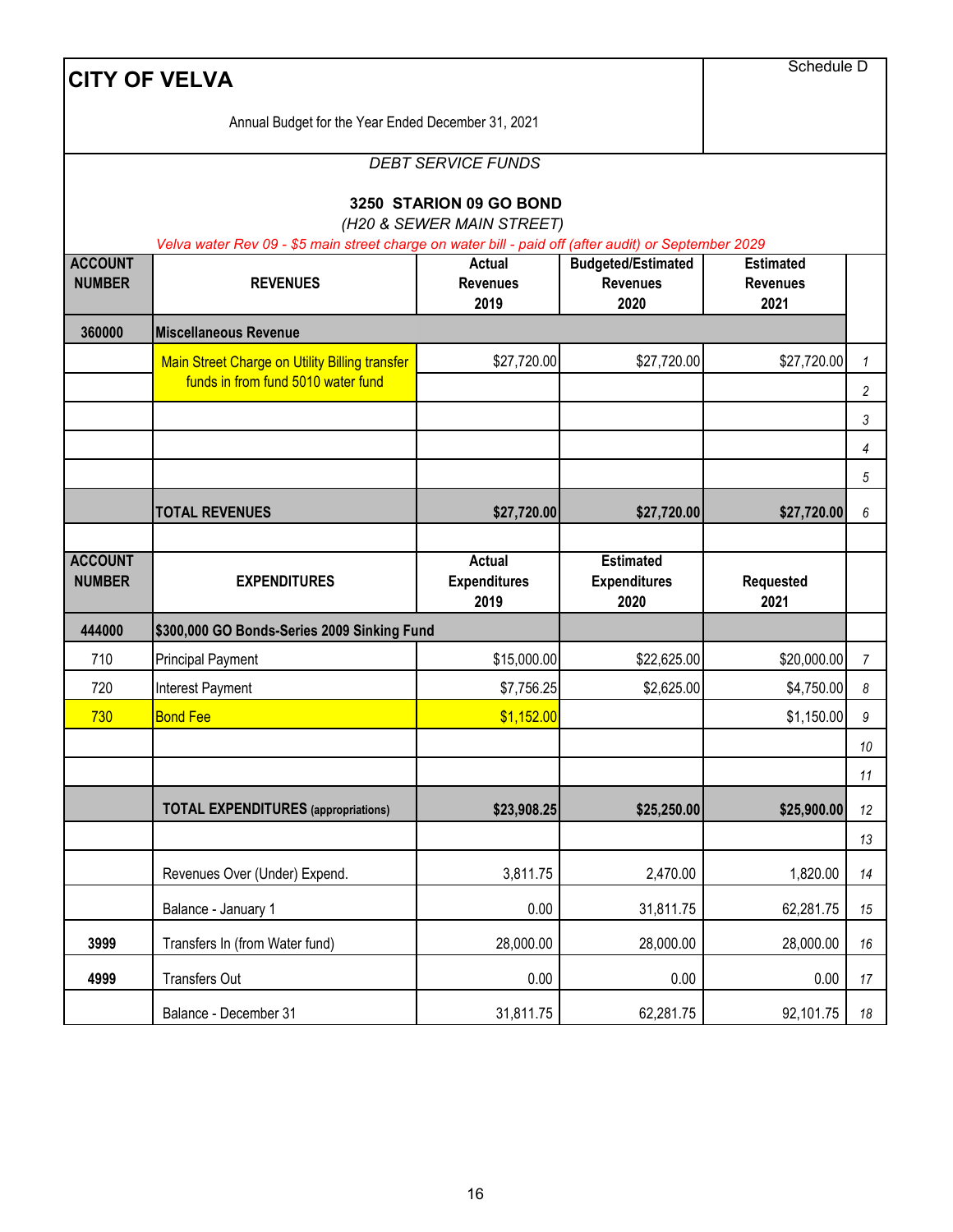# CITY OF VELVA

Schedule D

Annual Budget for the Year Ended December 31, 2021

*DEBT SERVICE FUNDS*

**3250 STARION 09 GO BOND**

*(H20 & SEWER MAIN STREET)*

*Velva water Rev 09 - $5 main street charge on water bill - paid off (after audit) or September 2029*

| ACCOUNT NUMBER | REVENUES | Actual Revenues 2019 | Budgeted/Estimated Revenues 2020 | Estimated Revenues 2021 | |
|---|---|---|---|---|---|
| **360000** | **Miscellaneous Revenue** | | | | |
| | Main Street Charge on Utility Billing transfer funds in from fund 5010 water fund | $27,720.00 | $27,720.00 | $27,720.00 | 1 |
| | | | | | 2 |
| | | | | | 3 |
| | | | | | 4 |
| | | | | | 5 |
| | **TOTAL REVENUES** | **$27,720.00** | **$27,720.00** | **$27,720.00** | 6 |

| ACCOUNT NUMBER | EXPENDITURES | Actual Expenditures 2019 | Estimated Expenditures 2020 | Requested 2021 | |
|---|---|---|---|---|---|
| **444000** | **$300,000 GO Bonds-Series 2009 Sinking Fund** | | | | |
| 710 | Principal Payment | $15,000.00 | $22,625.00 | $20,000.00 | 7 |
| 720 | Interest Payment | $7,756.25 | $2,625.00 | $4,750.00 | 8 |
| 730 | Bond Fee | $1,152.00 | | $1,150.00 | 9 |
| | | | | | 10 |
| | | | | | 11 |
| | **TOTAL EXPENDITURES** (appropriations) | **$23,908.25** | **$25,250.00** | **$25,900.00** | 12 |
| | | | | | 13 |
| | Revenues Over (Under) Expend. | 3,811.75 | 2,470.00 | 1,820.00 | 14 |
| | Balance - January 1 | 0.00 | 31,811.75 | 62,281.75 | 15 |
| **3999** | Transfers In (from Water fund) | 28,000.00 | 28,000.00 | 28,000.00 | 16 |
| **4999** | Transfers Out | 0.00 | 0.00 | 0.00 | 17 |
| | Balance - December 31 | 31,811.75 | 62,281.75 | 92,101.75 | 18 |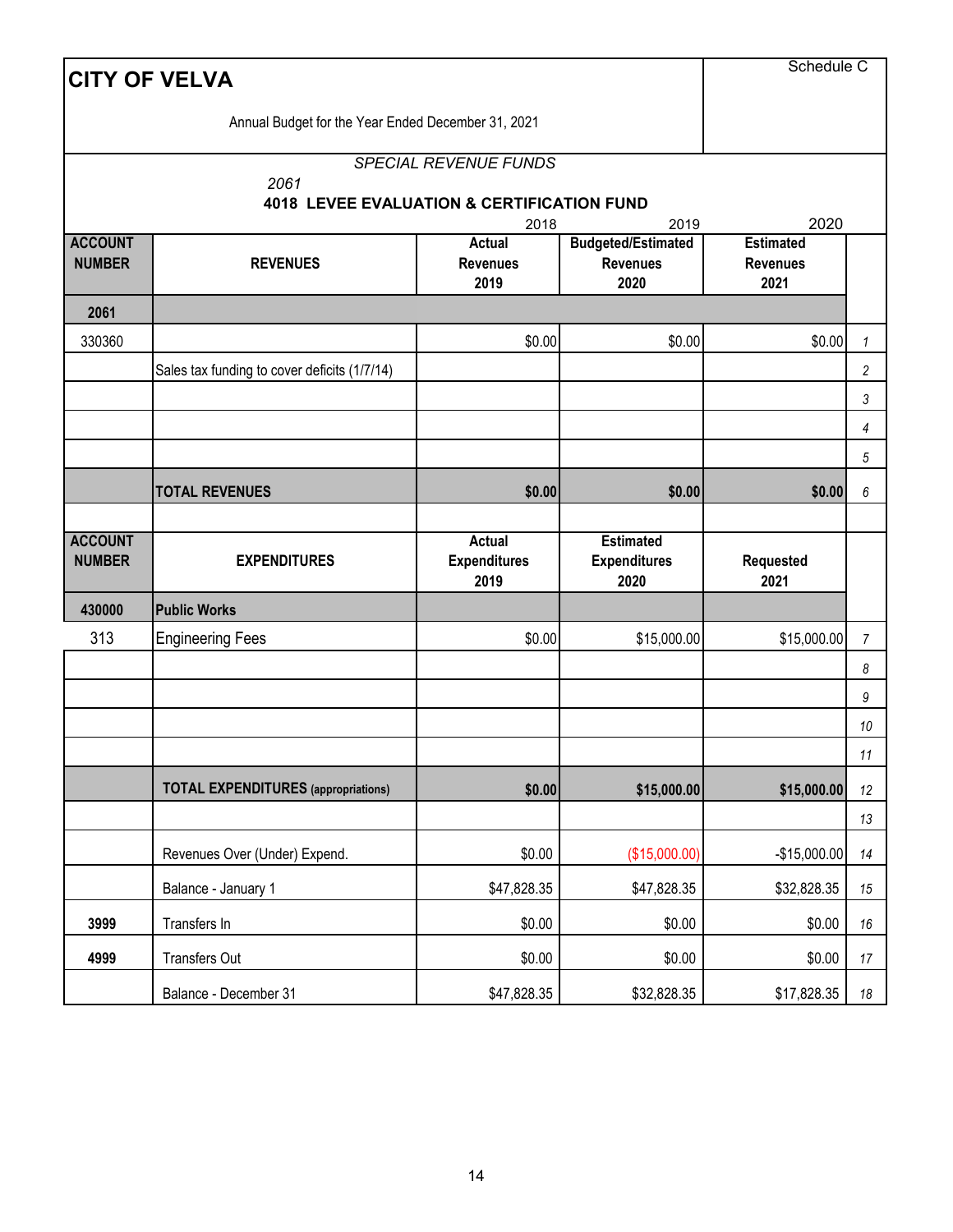# CITY OF VELVA

Schedule C

Annual Budget for the Year Ended December 31, 2021

*SPECIAL REVENUE FUNDS*

2061

**4018 LEVEE EVALUATION & CERTIFICATION FUND**

| ACCOUNT NUMBER | REVENUES | 2018 Actual Revenues 2019 | 2019 Budgeted/Estimated Revenues 2020 | 2020 Estimated Revenues 2021 | |
|---|---|---|---|---|---|
| **2061** | | | | | |
| 330360 | | $0.00 | $0.00 | $0.00 | 1 |
| | Sales tax funding to cover deficits (1/7/14) | | | | 2 |
| | | | | | 3 |
| | | | | | 4 |
| | | | | | 5 |
| | **TOTAL REVENUES** | **$0.00** | **$0.00** | **$0.00** | 6 |

| ACCOUNT NUMBER | EXPENDITURES | Actual Expenditures 2019 | Estimated Expenditures 2020 | Requested 2021 | |
|---|---|---|---|---|---|
| **430000** | **Public Works** | | | | |
| 313 | Engineering Fees | $0.00 | $15,000.00 | $15,000.00 | 7 |
| | | | | | 8 |
| | | | | | 9 |
| | | | | | 10 |
| | | | | | 11 |
| | **TOTAL EXPENDITURES (appropriations)** | **$0.00** | **$15,000.00** | **$15,000.00** | 12 |
| | | | | | 13 |
| | Revenues Over (Under) Expend. | $0.00 | ($15,000.00) | -$15,000.00 | 14 |
| | Balance - January 1 | $47,828.35 | $47,828.35 | $32,828.35 | 15 |
| **3999** | Transfers In | $0.00 | $0.00 | $0.00 | 16 |
| **4999** | Transfers Out | $0.00 | $0.00 | $0.00 | 17 |
| | Balance - December 31 | $47,828.35 | $32,828.35 | $17,828.35 | 18 |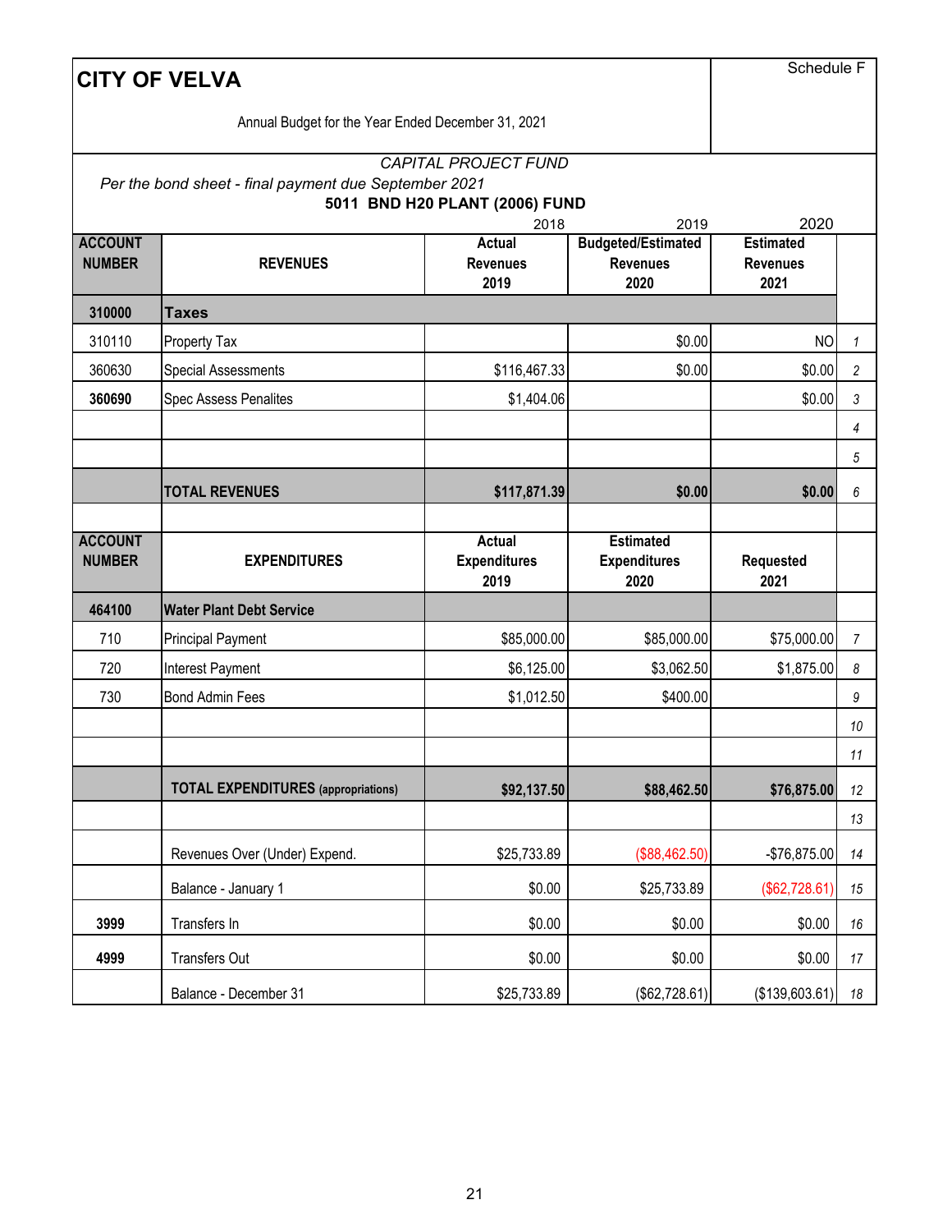# CITY OF VELVA

Schedule F

Annual Budget for the Year Ended December 31, 2021

*CAPITAL PROJECT FUND*

*Per the bond sheet - final payment due September 2021*

**5011 BND H20 PLANT (2006) FUND**

| | | 2018 | 2019 | 2020 | |
|---|---|---|---|---|---|
| **ACCOUNT NUMBER** | **REVENUES** | **Actual Revenues 2019** | **Budgeted/Estimated Revenues 2020** | **Estimated Revenues 2021** | |
| **310000** | **Taxes** | | | | |
| 310110 | Property Tax | | $0.00 | NO | *1* |
| 360630 | Special Assessments | $116,467.33 | $0.00 | $0.00 | *2* |
| **360690** | Spec Assess Penalites | $1,404.06 | | $0.00 | *3* |
| | | | | | *4* |
| | | | | | *5* |
| | **TOTAL REVENUES** | **$117,871.39** | **$0.00** | **$0.00** | *6* |
| | | | | | |
| **ACCOUNT NUMBER** | **EXPENDITURES** | **Actual Expenditures 2019** | **Estimated Expenditures 2020** | **Requested 2021** | |
| **464100** | **Water Plant Debt Service** | | | | |
| 710 | Principal Payment | $85,000.00 | $85,000.00 | $75,000.00 | *7* |
| 720 | Interest Payment | $6,125.00 | $3,062.50 | $1,875.00 | *8* |
| 730 | Bond Admin Fees | $1,012.50 | $400.00 | | *9* |
| | | | | | *10* |
| | | | | | *11* |
| | **TOTAL EXPENDITURES (appropriations)** | **$92,137.50** | **$88,462.50** | **$76,875.00** | *12* |
| | | | | | *13* |
| | Revenues Over (Under) Expend. | $25,733.89 | ($88,462.50) | -$76,875.00 | *14* |
| | Balance - January 1 | $0.00 | $25,733.89 | ($62,728.61) | *15* |
| **3999** | Transfers In | $0.00 | $0.00 | $0.00 | *16* |
| **4999** | Transfers Out | $0.00 | $0.00 | $0.00 | *17* |
| | Balance - December 31 | $25,733.89 | ($62,728.61) | ($139,603.61) | *18* |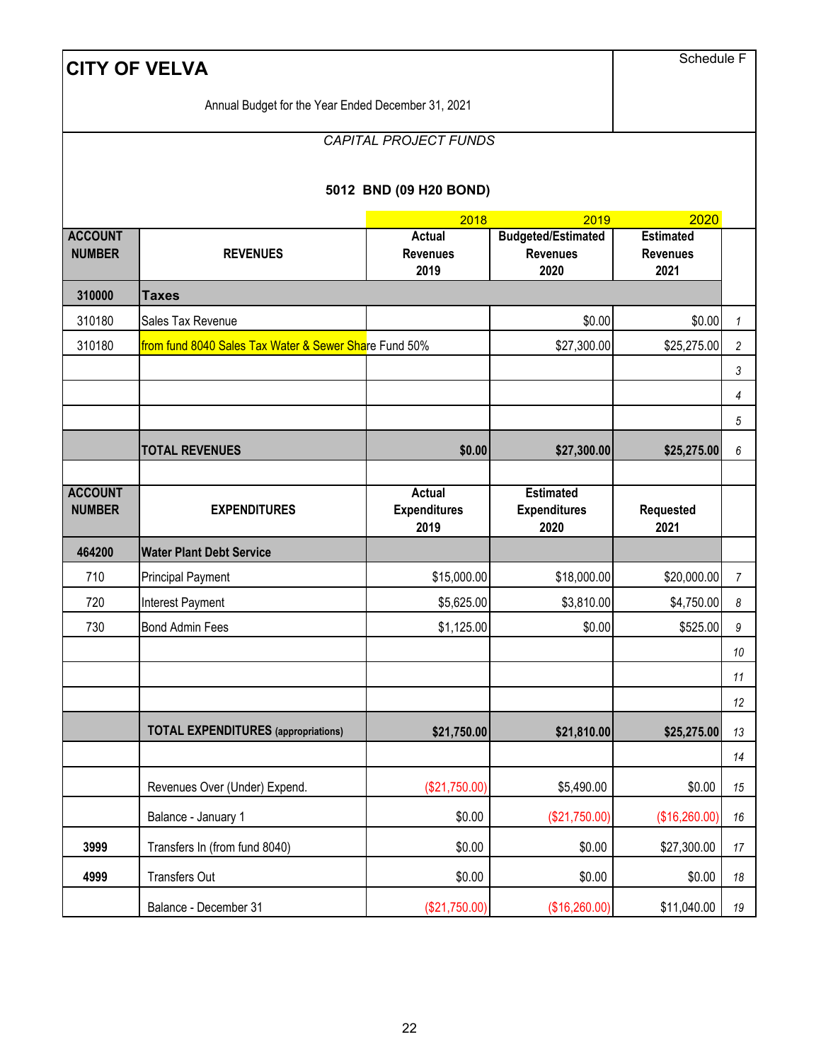# CITY OF VELVA

Schedule F

Annual Budget for the Year Ended December 31, 2021

*CAPITAL PROJECT FUNDS*

**5012 BND (09 H20 BOND)**

| ACCOUNT NUMBER | REVENUES | 2018<br>Actual Revenues 2019 | 2019<br>Budgeted/Estimated Revenues 2020 | 2020<br>Estimated Revenues 2021 | |
|---|---|---|---|---|---|
| **310000** | **Taxes** | | | | |
| 310180 | Sales Tax Revenue | | $0.00 | $0.00 | 1 |
| 310180 | from fund 8040 Sales Tax Water & Sewer Share Fund 50% | | $27,300.00 | $25,275.00 | 2 |
| | | | | | 3 |
| | | | | | 4 |
| | | | | | 5 |
| | **TOTAL REVENUES** | **$0.00** | **$27,300.00** | **$25,275.00** | 6 |
| | | | | | |
| **ACCOUNT NUMBER** | **EXPENDITURES** | **Actual Expenditures 2019** | **Estimated Expenditures 2020** | **Requested 2021** | |
| **464200** | **Water Plant Debt Service** | | | | |
| 710 | Principal Payment | $15,000.00 | $18,000.00 | $20,000.00 | 7 |
| 720 | Interest Payment | $5,625.00 | $3,810.00 | $4,750.00 | 8 |
| 730 | Bond Admin Fees | $1,125.00 | $0.00 | $525.00 | 9 |
| | | | | | 10 |
| | | | | | 11 |
| | | | | | 12 |
| | **TOTAL EXPENDITURES** (appropriations) | **$21,750.00** | **$21,810.00** | **$25,275.00** | 13 |
| | | | | | 14 |
| | Revenues Over (Under) Expend. | ($21,750.00) | $5,490.00 | $0.00 | 15 |
| | Balance - January 1 | $0.00 | ($21,750.00) | ($16,260.00) | 16 |
| **3999** | Transfers In (from fund 8040) | $0.00 | $0.00 | $27,300.00 | 17 |
| **4999** | Transfers Out | $0.00 | $0.00 | $0.00 | 18 |
| | Balance - December 31 | ($21,750.00) | ($16,260.00) | $11,040.00 | 19 |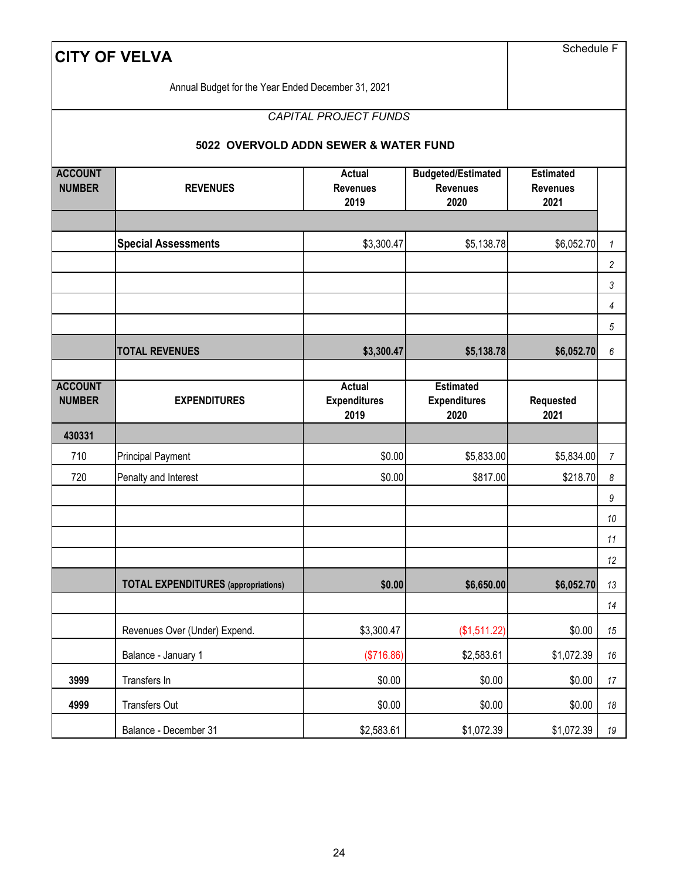# CITY OF VELVA

Schedule F

Annual Budget for the Year Ended December 31, 2021

*CAPITAL PROJECT FUNDS*

**5022 OVERVOLD ADDN SEWER & WATER FUND**

| ACCOUNT NUMBER | REVENUES | Actual Revenues 2019 | Budgeted/Estimated Revenues 2020 | Estimated Revenues 2021 | |
|---|---|---|---|---|---|
| | | | | | |
| | **Special Assessments** | $3,300.47 | $5,138.78 | $6,052.70 | 1 |
| | | | | | 2 |
| | | | | | 3 |
| | | | | | 4 |
| | | | | | 5 |
| | **TOTAL REVENUES** | **$3,300.47** | **$5,138.78** | **$6,052.70** | 6 |

| ACCOUNT NUMBER | EXPENDITURES | Actual Expenditures 2019 | Estimated Expenditures 2020 | Requested 2021 | |
|---|---|---|---|---|---|
| **430331** | | | | | |
| 710 | Principal Payment | $0.00 | $5,833.00 | $5,834.00 | 7 |
| 720 | Penalty and Interest | $0.00 | $817.00 | $218.70 | 8 |
| | | | | | 9 |
| | | | | | 10 |
| | | | | | 11 |
| | | | | | 12 |
| | **TOTAL EXPENDITURES** (appropriations) | **$0.00** | **$6,650.00** | **$6,052.70** | 13 |
| | | | | | 14 |
| | Revenues Over (Under) Expend. | $3,300.47 | ($1,511.22) | $0.00 | 15 |
| | Balance - January 1 | ($716.86) | $2,583.61 | $1,072.39 | 16 |
| **3999** | Transfers In | $0.00 | $0.00 | $0.00 | 17 |
| **4999** | Transfers Out | $0.00 | $0.00 | $0.00 | 18 |
| | Balance - December 31 | $2,583.61 | $1,072.39 | $1,072.39 | 19 |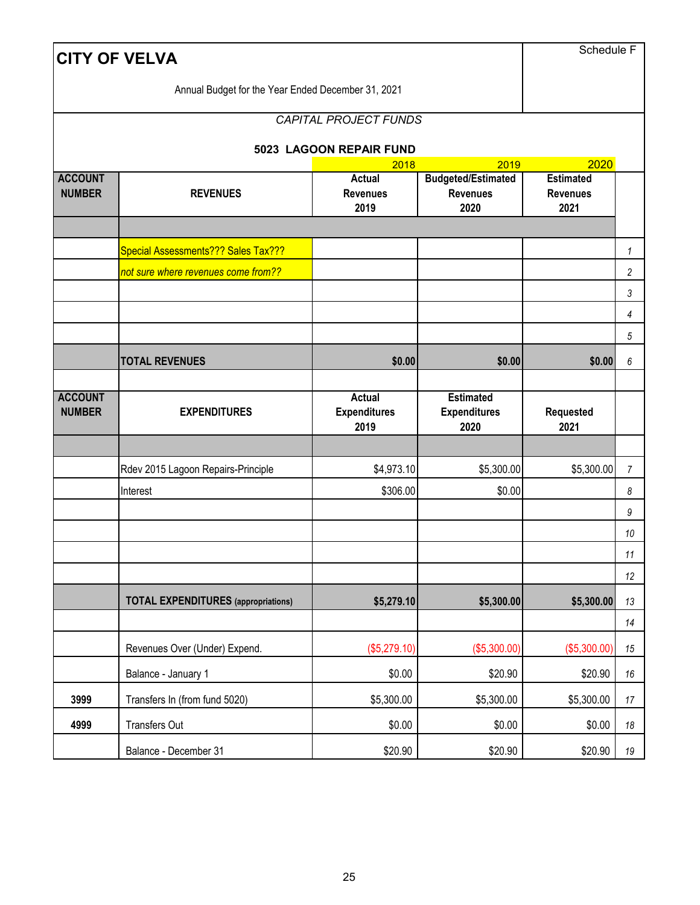# CITY OF VELVA

Schedule F

Annual Budget for the Year Ended December 31, 2021

*CAPITAL PROJECT FUNDS*

**5023 LAGOON REPAIR FUND**

| ACCOUNT NUMBER | REVENUES | 2018<br>Actual Revenues 2019 | 2019<br>Budgeted/Estimated Revenues 2020 | 2020<br>Estimated Revenues 2021 | |
|---|---|---|---|---|---|
| | | | | | |
| | Special Assessments??? Sales Tax??? | | | | *1* |
| | *not sure where revenues come from??* | | | | *2* |
| | | | | | *3* |
| | | | | | *4* |
| | | | | | *5* |
| | **TOTAL REVENUES** | **$0.00** | **$0.00** | **$0.00** | *6* |
| | | | | | |
| **ACCOUNT NUMBER** | **EXPENDITURES** | **Actual Expenditures 2019** | **Estimated Expenditures 2020** | **Requested 2021** | |
| | | | | | |
| | Rdev 2015 Lagoon Repairs-Principle | $4,973.10 | $5,300.00 | $5,300.00 | *7* |
| | Interest | $306.00 | $0.00 | | *8* |
| | | | | | *9* |
| | | | | | *10* |
| | | | | | *11* |
| | | | | | *12* |
| | **TOTAL EXPENDITURES** (appropriations) | **$5,279.10** | **$5,300.00** | **$5,300.00** | *13* |
| | | | | | *14* |
| | Revenues Over (Under) Expend. | ($5,279.10) | ($5,300.00) | ($5,300.00) | *15* |
| | Balance - January 1 | $0.00 | $20.90 | $20.90 | *16* |
| 3999 | Transfers In (from fund 5020) | $5,300.00 | $5,300.00 | $5,300.00 | *17* |
| 4999 | Transfers Out | $0.00 | $0.00 | $0.00 | *18* |
| | Balance - December 31 | $20.90 | $20.90 | $20.90 | *19* |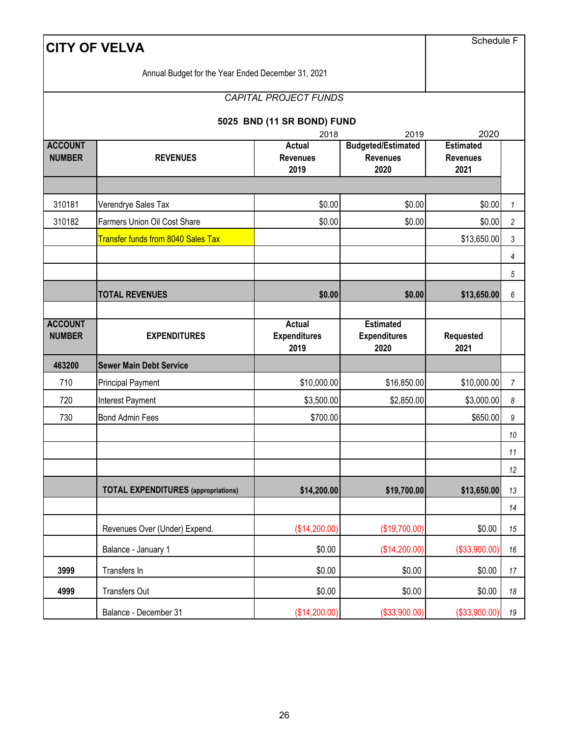# CITY OF VELVA

Schedule F

Annual Budget for the Year Ended December 31, 2021

*CAPITAL PROJECT FUNDS*

**5025 BND (11 SR BOND) FUND**

| | | 2018 | 2019 | 2020 | |
|---|---|---|---|---|---|
| **ACCOUNT NUMBER** | **REVENUES** | **Actual Revenues 2019** | **Budgeted/Estimated Revenues 2020** | **Estimated Revenues 2021** | |
| | | | | | |
| 310181 | Verendrye Sales Tax | $0.00 | $0.00 | $0.00 | 1 |
| 310182 | Farmers Union Oil Cost Share | $0.00 | $0.00 | $0.00 | 2 |
| | Transfer funds from 8040 Sales Tax | | | $13,650.00 | 3 |
| | | | | | 4 |
| | | | | | 5 |
| | **TOTAL REVENUES** | **$0.00** | **$0.00** | **$13,650.00** | 6 |
| | | | | | |
| **ACCOUNT NUMBER** | **EXPENDITURES** | **Actual Expenditures 2019** | **Estimated Expenditures 2020** | **Requested 2021** | |
| **463200** | **Sewer Main Debt Service** | | | | |
| 710 | Principal Payment | $10,000.00 | $16,850.00 | $10,000.00 | 7 |
| 720 | Interest Payment | $3,500.00 | $2,850.00 | $3,000.00 | 8 |
| 730 | Bond Admin Fees | $700.00 | | $650.00 | 9 |
| | | | | | 10 |
| | | | | | 11 |
| | | | | | 12 |
| | **TOTAL EXPENDITURES** (appropriations) | **$14,200.00** | **$19,700.00** | **$13,650.00** | 13 |
| | | | | | 14 |
| | Revenues Over (Under) Expend. | ($14,200.00) | ($19,700.00) | $0.00 | 15 |
| | Balance - January 1 | $0.00 | ($14,200.00) | ($33,900.00) | 16 |
| **3999** | Transfers In | $0.00 | $0.00 | $0.00 | 17 |
| **4999** | Transfers Out | $0.00 | $0.00 | $0.00 | 18 |
| | Balance - December 31 | ($14,200.00) | ($33,900.00) | ($33,900.00) | 19 |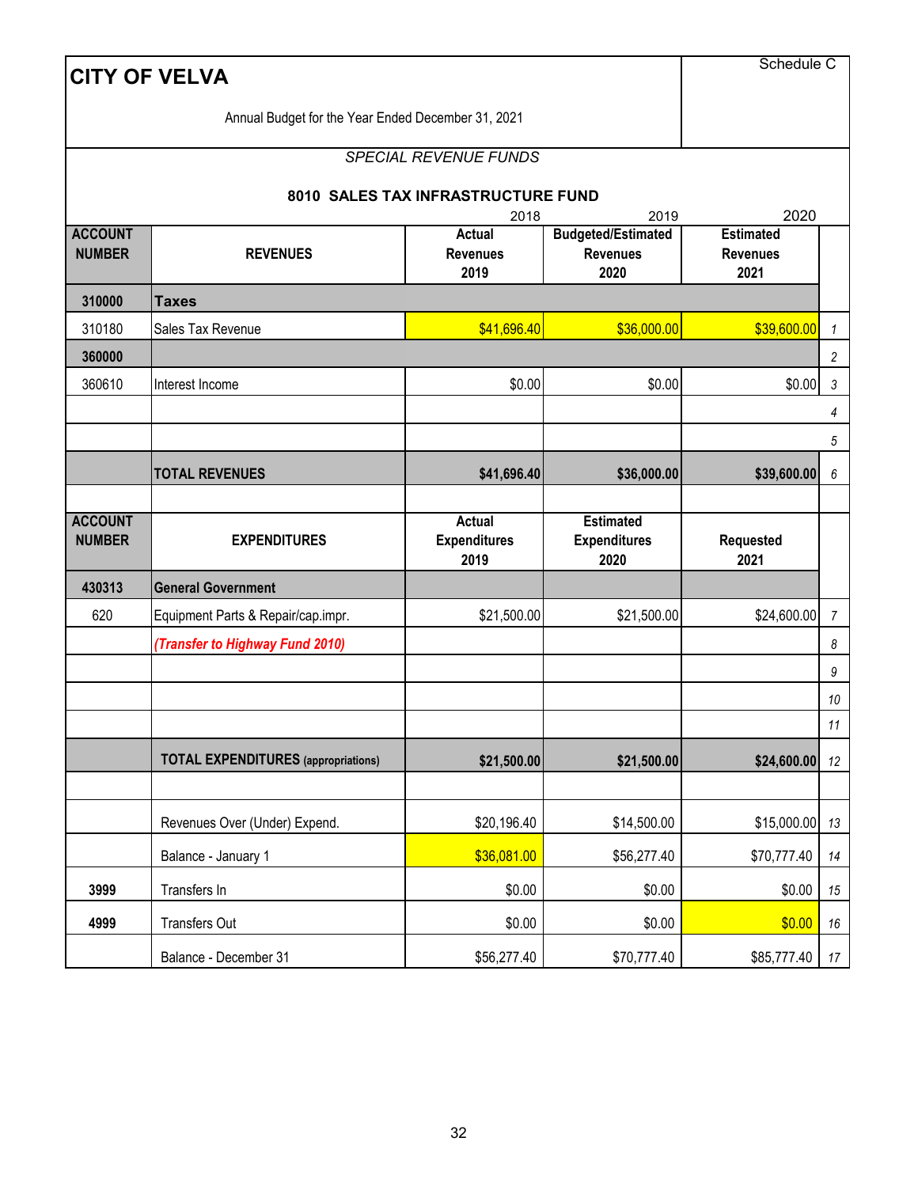# CITY OF VELVA

Schedule C

Annual Budget for the Year Ended December 31, 2021

*SPECIAL REVENUE FUNDS*

**8010 SALES TAX INFRASTRUCTURE FUND**

| | | 2018 | 2019 | 2020 | |
|---|---|---|---|---|---|
| **ACCOUNT NUMBER** | **REVENUES** | **Actual Revenues 2019** | **Budgeted/Estimated Revenues 2020** | **Estimated Revenues 2021** | |
| **310000** | **Taxes** | | | | |
| 310180 | Sales Tax Revenue | $41,696.40 | $36,000.00 | $39,600.00 | 1 |
| **360000** | | | | | 2 |
| 360610 | Interest Income | $0.00 | $0.00 | $0.00 | 3 |
| | | | | | 4 |
| | | | | | 5 |
| | **TOTAL REVENUES** | **$41,696.40** | **$36,000.00** | **$39,600.00** | 6 |
| | | | | | |
| **ACCOUNT NUMBER** | **EXPENDITURES** | **Actual Expenditures 2019** | **Estimated Expenditures 2020** | **Requested 2021** | |
| **430313** | **General Government** | | | | |
| 620 | Equipment Parts & Repair/cap.impr. | $21,500.00 | $21,500.00 | $24,600.00 | 7 |
| | *(Transfer to Highway Fund 2010)* | | | | 8 |
| | | | | | 9 |
| | | | | | 10 |
| | | | | | 11 |
| | **TOTAL EXPENDITURES (appropriations)** | **$21,500.00** | **$21,500.00** | **$24,600.00** | 12 |
| | | | | | |
| | Revenues Over (Under) Expend. | $20,196.40 | $14,500.00 | $15,000.00 | 13 |
| | Balance - January 1 | $36,081.00 | $56,277.40 | $70,777.40 | 14 |
| **3999** | Transfers In | $0.00 | $0.00 | $0.00 | 15 |
| **4999** | Transfers Out | $0.00 | $0.00 | $0.00 | 16 |
| | Balance - December 31 | $56,277.40 | $70,777.40 | $85,777.40 | 17 |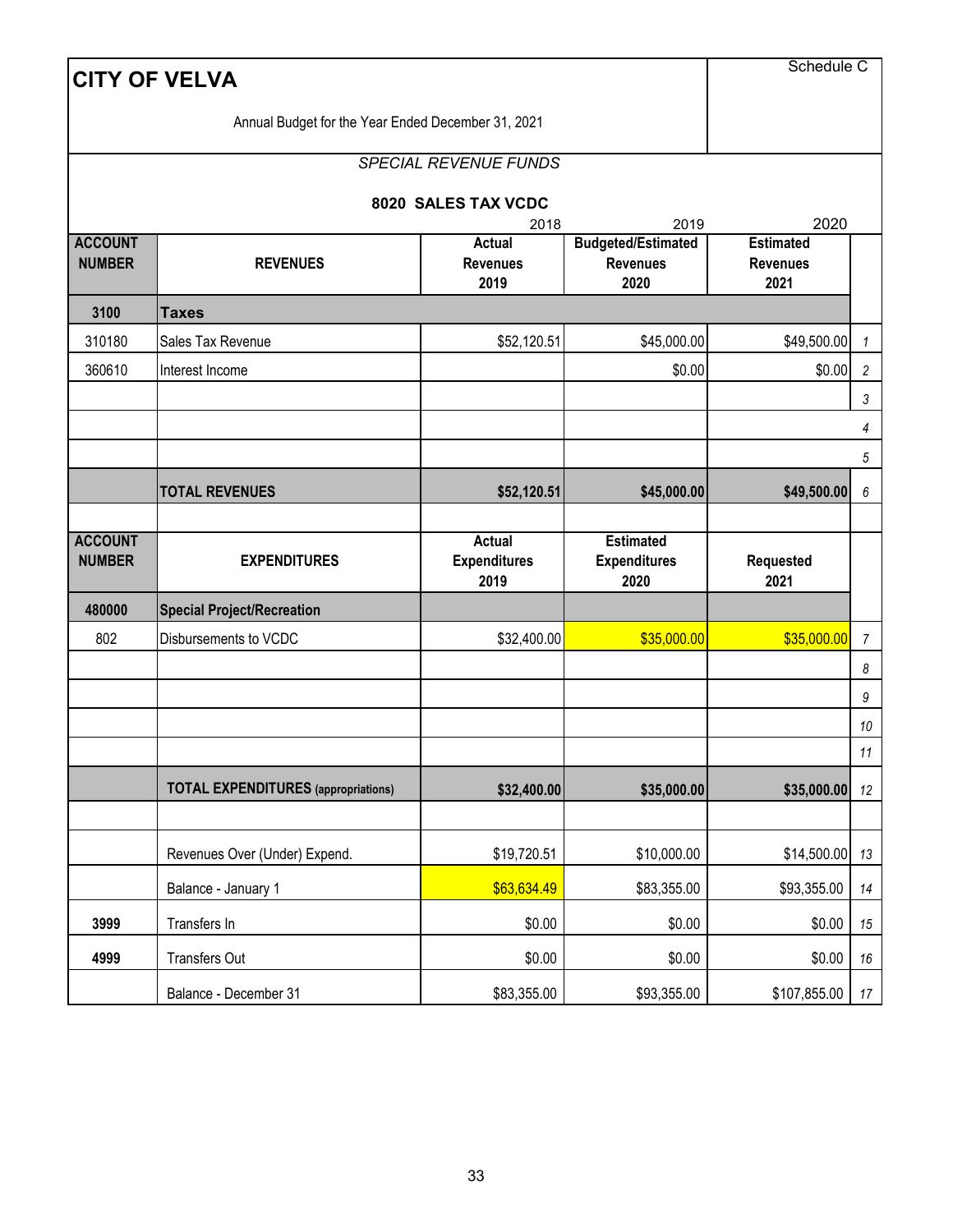# CITY OF VELVA

Schedule C

Annual Budget for the Year Ended December 31, 2021

*SPECIAL REVENUE FUNDS*

**8020 SALES TAX VCDC**

| | | 2018 | 2019 | 2020 | |
|---|---|---|---|---|---|
| **ACCOUNT NUMBER** | **REVENUES** | **Actual Revenues 2019** | **Budgeted/Estimated Revenues 2020** | **Estimated Revenues 2021** | |
| **3100** | **Taxes** | | | | |
| 310180 | Sales Tax Revenue | $52,120.51 | $45,000.00 | $49,500.00 | 1 |
| 360610 | Interest Income | | $0.00 | $0.00 | 2 |
| | | | | | 3 |
| | | | | | 4 |
| | | | | | 5 |
| | **TOTAL REVENUES** | **$52,120.51** | **$45,000.00** | **$49,500.00** | 6 |
| | | | | | |
| **ACCOUNT NUMBER** | **EXPENDITURES** | **Actual Expenditures 2019** | **Estimated Expenditures 2020** | **Requested 2021** | |
| **480000** | **Special Project/Recreation** | | | | |
| 802 | Disbursements to VCDC | $32,400.00 | $35,000.00 | $35,000.00 | 7 |
| | | | | | 8 |
| | | | | | 9 |
| | | | | | 10 |
| | | | | | 11 |
| | **TOTAL EXPENDITURES (appropriations)** | **$32,400.00** | **$35,000.00** | **$35,000.00** | 12 |
| | | | | | |
| | Revenues Over (Under) Expend. | $19,720.51 | $10,000.00 | $14,500.00 | 13 |
| | Balance - January 1 | $63,634.49 | $83,355.00 | $93,355.00 | 14 |
| **3999** | Transfers In | $0.00 | $0.00 | $0.00 | 15 |
| **4999** | Transfers Out | $0.00 | $0.00 | $0.00 | 16 |
| | Balance - December 31 | $83,355.00 | $93,355.00 | $107,855.00 | 17 |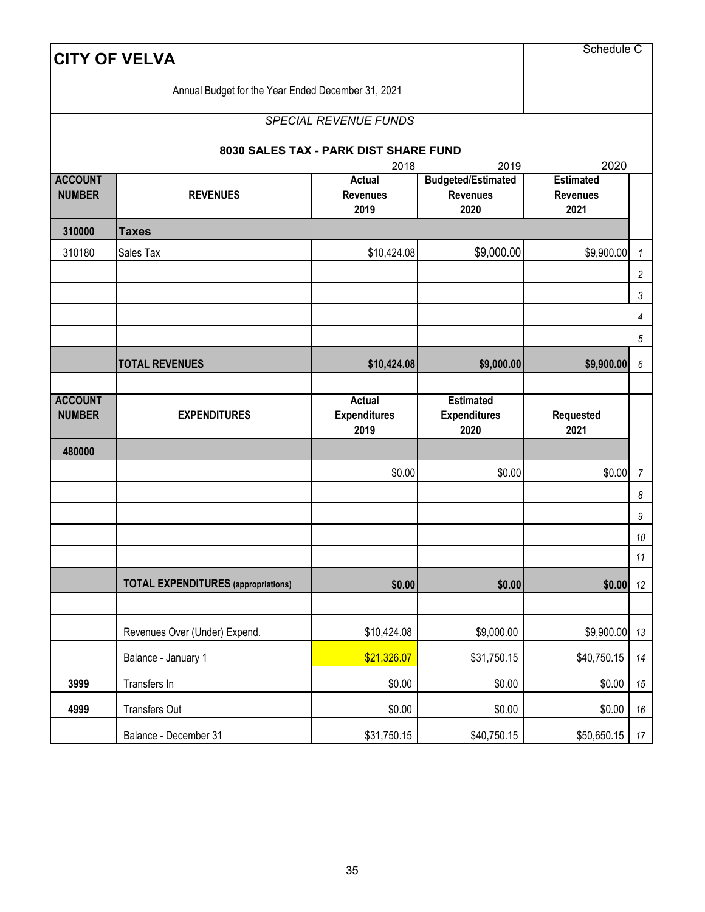# CITY OF VELVA

Schedule C

Annual Budget for the Year Ended December 31, 2021

*SPECIAL REVENUE FUNDS*

**8030 SALES TAX - PARK DIST SHARE FUND**

| | | 2018 | 2019 | 2020 | |
|---|---|---|---|---|---|
| **ACCOUNT NUMBER** | **REVENUES** | **Actual Revenues 2019** | **Budgeted/Estimated Revenues 2020** | **Estimated Revenues 2021** | |
| **310000** | **Taxes** | | | | |
| 310180 | Sales Tax | $10,424.08 | $9,000.00 | $9,900.00 | 1 |
| | | | | | 2 |
| | | | | | 3 |
| | | | | | 4 |
| | | | | | 5 |
| | **TOTAL REVENUES** | **$10,424.08** | **$9,000.00** | **$9,900.00** | 6 |
| | | | | | |
| **ACCOUNT NUMBER** | **EXPENDITURES** | **Actual Expenditures 2019** | **Estimated Expenditures 2020** | **Requested 2021** | |
| **480000** | | | | | |
| | | $0.00 | $0.00 | $0.00 | 7 |
| | | | | | 8 |
| | | | | | 9 |
| | | | | | 10 |
| | | | | | 11 |
| | **TOTAL EXPENDITURES (appropriations)** | **$0.00** | **$0.00** | **$0.00** | 12 |
| | | | | | |
| | Revenues Over (Under) Expend. | $10,424.08 | $9,000.00 | $9,900.00 | 13 |
| | Balance - January 1 | $21,326.07 | $31,750.15 | $40,750.15 | 14 |
| **3999** | Transfers In | $0.00 | $0.00 | $0.00 | 15 |
| **4999** | Transfers Out | $0.00 | $0.00 | $0.00 | 16 |
| | Balance - December 31 | $31,750.15 | $40,750.15 | $50,650.15 | 17 |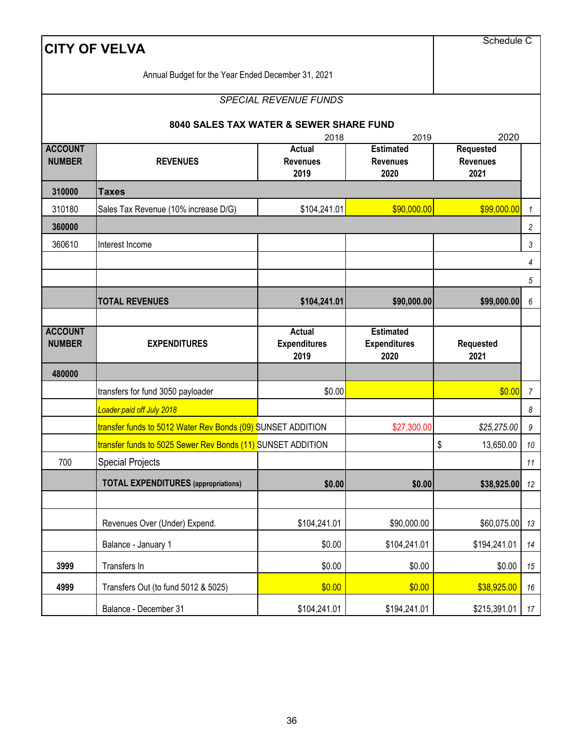# CITY OF VELVA

Schedule C

Annual Budget for the Year Ended December 31, 2021

*SPECIAL REVENUE FUNDS*

**8040 SALES TAX WATER & SEWER SHARE FUND**

| ACCOUNT NUMBER | REVENUES | 2018 Actual Revenues 2019 | 2019 Estimated Revenues 2020 | 2020 Requested Revenues 2021 | |
|---|---|---|---|---|---|
| **310000** | **Taxes** | | | | |
| 310180 | Sales Tax Revenue (10% increase D/G) | $104,241.01 | $90,000.00 | $99,000.00 | 1 |
| **360000** | | | | | 2 |
| 360610 | Interest Income | | | | 3 |
| | | | | | 4 |
| | | | | | 5 |
| | **TOTAL REVENUES** | **$104,241.01** | **$90,000.00** | **$99,000.00** | 6 |

| ACCOUNT NUMBER | EXPENDITURES | Actual Expenditures 2019 | Estimated Expenditures 2020 | Requested 2021 | |
|---|---|---|---|---|---|
| **480000** | | | | | |
| | transfers for fund 3050 payloader | $0.00 | | $0.00 | 7 |
| | *Loader paid off July 2018* | | | | 8 |
| | transfer funds to 5012 Water Rev Bonds (09) SUNSET ADDITION | | $27,300.00 | *$25,275.00* | 9 |
| | transfer funds to 5025 Sewer Rev Bonds (11) SUNSET ADDITION | | | $ 13,650.00 | 10 |
| 700 | Special Projects | | | | 11 |
| | **TOTAL EXPENDITURES (appropriations)** | **$0.00** | **$0.00** | **$38,925.00** | 12 |
| | | | | | |
| | Revenues Over (Under) Expend. | $104,241.01 | $90,000.00 | $60,075.00 | 13 |
| | Balance - January 1 | $0.00 | $104,241.01 | $194,241.01 | 14 |
| **3999** | Transfers In | $0.00 | $0.00 | $0.00 | 15 |
| **4999** | Transfers Out (to fund 5012 & 5025) | $0.00 | $0.00 | $38,925.00 | 16 |
| | Balance - December 31 | $104,241.01 | $194,241.01 | $215,391.01 | 17 |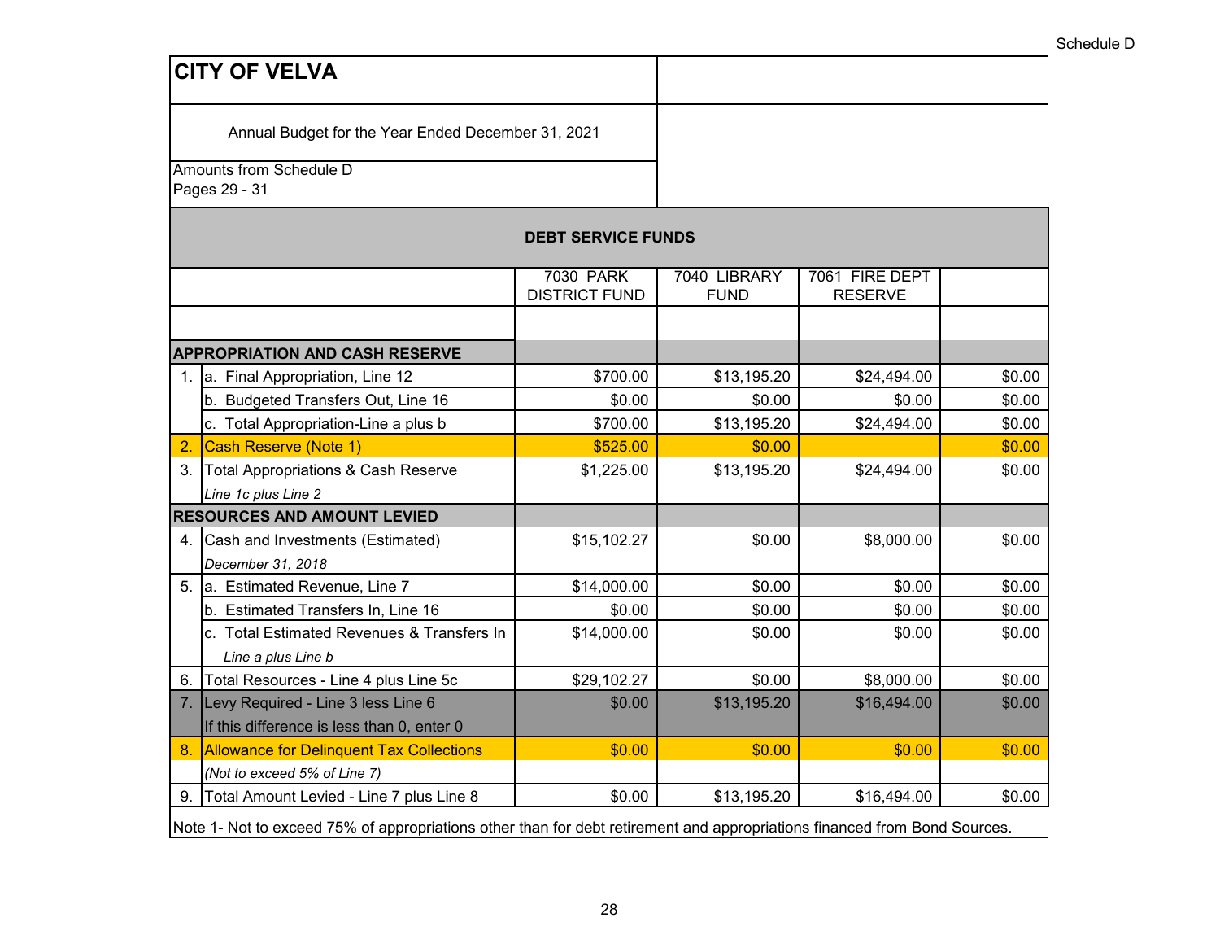Schedule D

# CITY OF VELVA

Annual Budget for the Year Ended December 31, 2021

Amounts from Schedule D
Pages 29 - 31

## DEBT SERVICE FUNDS

| | | 7030 PARK DISTRICT FUND | 7040 LIBRARY FUND | 7061 FIRE DEPT RESERVE | |
|---|---|---|---|---|---|
| **APPROPRIATION AND CASH RESERVE** | | | | | |
| 1. | a. Final Appropriation, Line 12 | $700.00 | $13,195.20 | $24,494.00 | $0.00 |
| | b. Budgeted Transfers Out, Line 16 | $0.00 | $0.00 | $0.00 | $0.00 |
| | c. Total Appropriation-Line a plus b | $700.00 | $13,195.20 | $24,494.00 | $0.00 |
| 2. | Cash Reserve (Note 1) | $525.00 | $0.00 | | $0.00 |
| 3. | Total Appropriations & Cash Reserve *Line 1c plus Line 2* | $1,225.00 | $13,195.20 | $24,494.00 | $0.00 |
| **RESOURCES AND AMOUNT LEVIED** | | | | | |
| 4. | Cash and Investments (Estimated) *December 31, 2018* | $15,102.27 | $0.00 | $8,000.00 | $0.00 |
| 5. | a. Estimated Revenue, Line 7 | $14,000.00 | $0.00 | $0.00 | $0.00 |
| | b. Estimated Transfers In, Line 16 | $0.00 | $0.00 | $0.00 | $0.00 |
| | c. Total Estimated Revenues & Transfers In *Line a plus Line b* | $14,000.00 | $0.00 | $0.00 | $0.00 |
| 6. | Total Resources - Line 4 plus Line 5c | $29,102.27 | $0.00 | $8,000.00 | $0.00 |
| 7. | Levy Required - Line 3 less Line 6 If this difference is less than 0, enter 0 | $0.00 | $13,195.20 | $16,494.00 | $0.00 |
| 8. | Allowance for Delinquent Tax Collections *(Not to exceed 5% of Line 7)* | $0.00 | $0.00 | $0.00 | $0.00 |
| 9. | Total Amount Levied - Line 7 plus Line 8 | $0.00 | $13,195.20 | $16,494.00 | $0.00 |

Note 1- Not to exceed 75% of appropriations other than for debt retirement and appropriations financed from Bond Sources.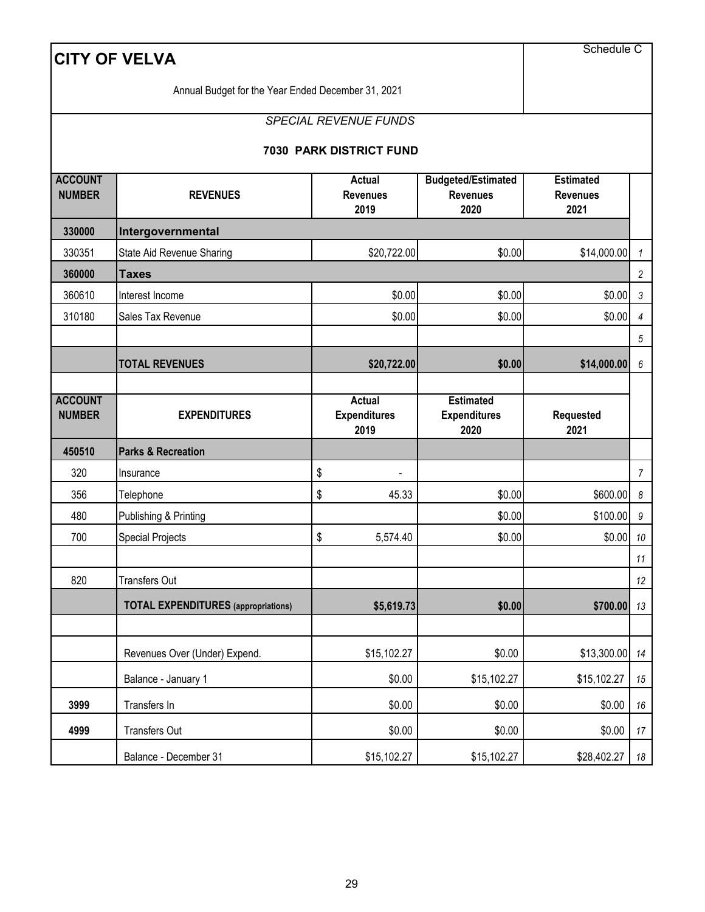# CITY OF VELVA

Schedule C

Annual Budget for the Year Ended December 31, 2021

*SPECIAL REVENUE FUNDS*

**7030 PARK DISTRICT FUND**

| ACCOUNT NUMBER | REVENUES | Actual Revenues 2019 | Budgeted/Estimated Revenues 2020 | Estimated Revenues 2021 | |
|---|---|---|---|---|---|
| **330000** | **Intergovernmental** | | | | |
| 330351 | State Aid Revenue Sharing | $20,722.00 | $0.00 | $14,000.00 | 1 |
| **360000** | **Taxes** | | | | 2 |
| 360610 | Interest Income | $0.00 | $0.00 | $0.00 | 3 |
| 310180 | Sales Tax Revenue | $0.00 | $0.00 | $0.00 | 4 |
| | | | | | 5 |
| | **TOTAL REVENUES** | **$20,722.00** | **$0.00** | **$14,000.00** | 6 |

| ACCOUNT NUMBER | EXPENDITURES | Actual Expenditures 2019 | Estimated Expenditures 2020 | Requested 2021 | |
|---|---|---|---|---|---|
| **450510** | **Parks & Recreation** | | | | |
| 320 | Insurance | $ - | | | 7 |
| 356 | Telephone | $ 45.33 | $0.00 | $600.00 | 8 |
| 480 | Publishing & Printing | | $0.00 | $100.00 | 9 |
| 700 | Special Projects | $ 5,574.40 | $0.00 | $0.00 | 10 |
| | | | | | 11 |
| 820 | Transfers Out | | | | 12 |
| | **TOTAL EXPENDITURES (appropriations)** | **$5,619.73** | **$0.00** | **$700.00** | 13 |
| | | | | | |
| | Revenues Over (Under) Expend. | $15,102.27 | $0.00 | $13,300.00 | 14 |
| | Balance - January 1 | $0.00 | $15,102.27 | $15,102.27 | 15 |
| **3999** | Transfers In | $0.00 | $0.00 | $0.00 | 16 |
| **4999** | Transfers Out | $0.00 | $0.00 | $0.00 | 17 |
| | Balance - December 31 | $15,102.27 | $15,102.27 | $28,402.27 | 18 |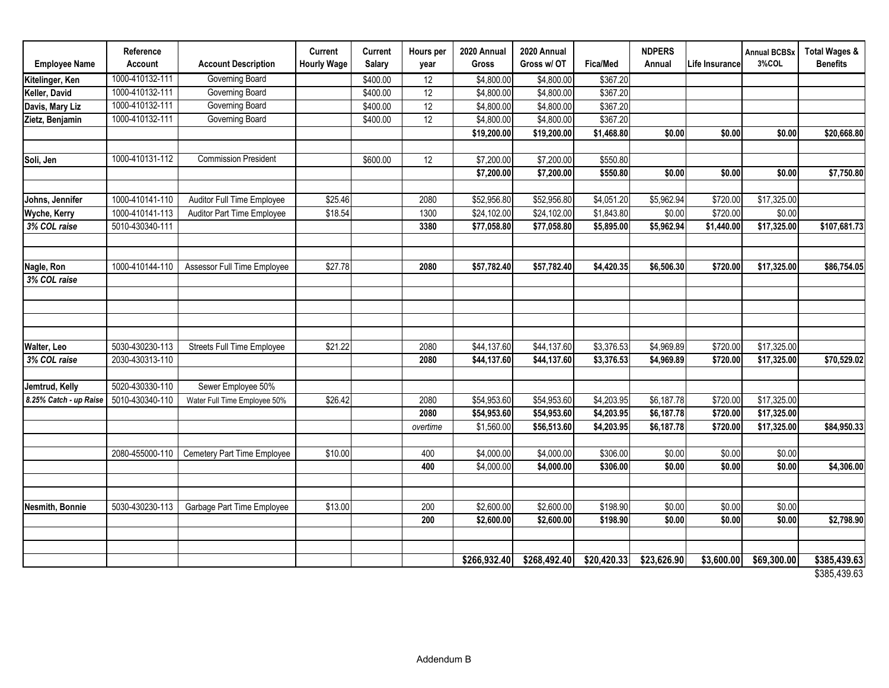| Employee Name | Reference Account | Account Description | Current Hourly Wage | Current Salary | Hours per year | 2020 Annual Gross | 2020 Annual Gross w/ OT | Fica/Med | NDPERS Annual | Life Insurance | Annual BCBSx 3%COL | Total Wages & Benefits |
|---|---|---|---|---|---|---|---|---|---|---|---|---|
| **Kitelinger, Ken** | 1000-410132-111 | Governing Board | | $400.00 | 12 | $4,800.00 | $4,800.00 | $367.20 | | | | |
| **Keller, David** | 1000-410132-111 | Governing Board | | $400.00 | 12 | $4,800.00 | $4,800.00 | $367.20 | | | | |
| **Davis, Mary Liz** | 1000-410132-111 | Governing Board | | $400.00 | 12 | $4,800.00 | $4,800.00 | $367.20 | | | | |
| **Zietz, Benjamin** | 1000-410132-111 | Governing Board | | $400.00 | 12 | $4,800.00 | $4,800.00 | $367.20 | | | | |
| | | | | | | **$19,200.00** | **$19,200.00** | **$1,468.80** | **$0.00** | **$0.00** | **$0.00** | **$20,668.80** |
| | | | | | | | | | | | | |
| **Soli, Jen** | 1000-410131-112 | Commission President | | $600.00 | 12 | $7,200.00 | $7,200.00 | $550.80 | | | | |
| | | | | | | **$7,200.00** | **$7,200.00** | **$550.80** | **$0.00** | **$0.00** | **$0.00** | **$7,750.80** |
| | | | | | | | | | | | | |
| **Johns, Jennifer** | 1000-410141-110 | Auditor Full Time Employee | $25.46 | | 2080 | $52,956.80 | $52,956.80 | $4,051.20 | $5,962.94 | $720.00 | $17,325.00 | |
| **Wyche, Kerry** | 1000-410141-113 | Auditor Part Time Employee | $18.54 | | 1300 | $24,102.00 | $24,102.00 | $1,843.80 | $0.00 | $720.00 | $0.00 | |
| ***3% COL raise*** | 5010-430340-111 | | | | **3380** | **$77,058.80** | **$77,058.80** | **$5,895.00** | **$5,962.94** | **$1,440.00** | **$17,325.00** | **$107,681.73** |
| | | | | | | | | | | | | |
| **Nagle, Ron** | 1000-410144-110 | Assessor Full Time Employee | $27.78 | | **2080** | **$57,782.40** | **$57,782.40** | **$4,420.35** | **$6,506.30** | **$720.00** | **$17,325.00** | **$86,754.05** |
| ***3% COL raise*** | | | | | | | | | | | | |
| | | | | | | | | | | | | |
| **Walter, Leo** | 5030-430230-113 | Streets Full Time Employee | $21.22 | | 2080 | $44,137.60 | $44,137.60 | $3,376.53 | $4,969.89 | $720.00 | $17,325.00 | |
| ***3% COL raise*** | 2030-430313-110 | | | | **2080** | **$44,137.60** | **$44,137.60** | **$3,376.53** | **$4,969.89** | **$720.00** | **$17,325.00** | **$70,529.02** |
| | | | | | | | | | | | | |
| **Jemtrud, Kelly** | 5020-430330-110 | Sewer Employee 50% | | | | | | | | | | |
| ***8.25% Catch - up Raise*** | 5010-430340-110 | Water Full Time Employee 50% | $26.42 | | 2080 | $54,953.60 | $54,953.60 | $4,203.95 | $6,187.78 | $720.00 | $17,325.00 | |
| | | | | | **2080** | **$54,953.60** | **$54,953.60** | **$4,203.95** | **$6,187.78** | **$720.00** | **$17,325.00** | |
| | | | | | *overtime* | $1,560.00 | **$56,513.60** | **$4,203.95** | **$6,187.78** | **$720.00** | **$17,325.00** | **$84,950.33** |
| | | | | | | | | | | | | |
| | 2080-455000-110 | Cemetery Part Time Employee | $10.00 | | 400 | $4,000.00 | $4,000.00 | $306.00 | $0.00 | $0.00 | $0.00 | |
| | | | | | **400** | $4,000.00 | **$4,000.00** | **$306.00** | **$0.00** | **$0.00** | **$0.00** | **$4,306.00** |
| | | | | | | | | | | | | |
| **Nesmith, Bonnie** | 5030-430230-113 | Garbage Part Time Employee | $13.00 | | 200 | $2,600.00 | $2,600.00 | $198.90 | $0.00 | $0.00 | $0.00 | |
| | | | | | **200** | **$2,600.00** | **$2,600.00** | **$198.90** | **$0.00** | **$0.00** | **$0.00** | **$2,798.90** |
| | | | | | | | | | | | | |
| | | | | | | **$266,932.40** | **$268,492.40** | **$20,420.33** | **$23,626.90** | **$3,600.00** | **$69,300.00** | **$385,439.63** |

$385,439.63

Addendum B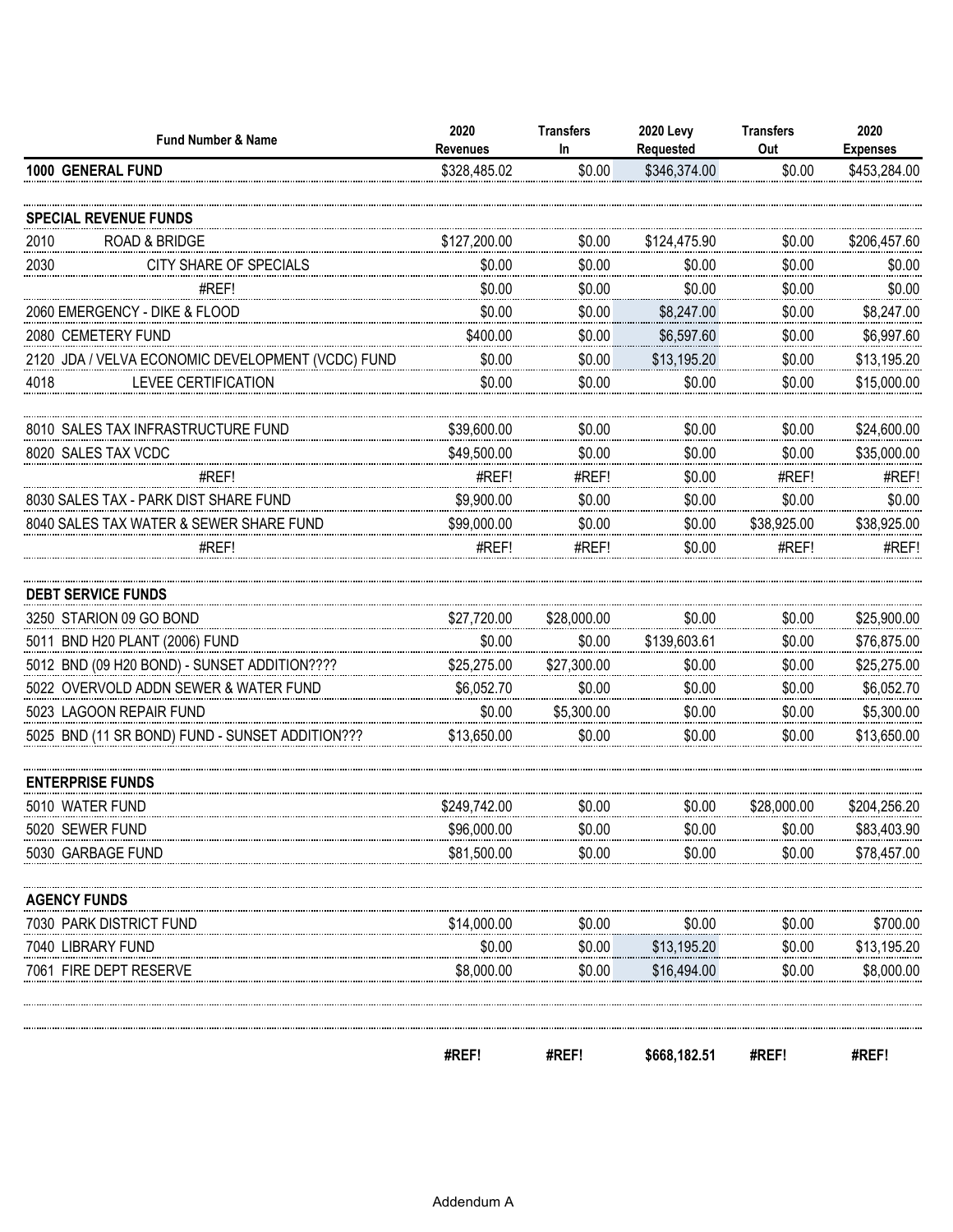| Fund Number & Name | 2020 Revenues | Transfers In | 2020 Levy Requested | Transfers Out | 2020 Expenses |
|---|---|---|---|---|---|
| **1000 GENERAL FUND** | $328,485.02 | $0.00 | $346,374.00 | $0.00 | $453,284.00 |
| | | | | | |
| **SPECIAL REVENUE FUNDS** | | | | | |
| 2010 ROAD & BRIDGE | $127,200.00 | $0.00 | $124,475.90 | $0.00 | $206,457.60 |
| 2030 CITY SHARE OF SPECIALS | $0.00 | $0.00 | $0.00 | $0.00 | $0.00 |
| #REF! | $0.00 | $0.00 | $0.00 | $0.00 | $0.00 |
| 2060 EMERGENCY - DIKE & FLOOD | $0.00 | $0.00 | $8,247.00 | $0.00 | $8,247.00 |
| 2080 CEMETERY FUND | $400.00 | $0.00 | $6,597.60 | $0.00 | $6,997.60 |
| 2120 JDA / VELVA ECONOMIC DEVELOPMENT (VCDC) FUND | $0.00 | $0.00 | $13,195.20 | $0.00 | $13,195.20 |
| 4018 LEVEE CERTIFICATION | $0.00 | $0.00 | $0.00 | $0.00 | $15,000.00 |
| | | | | | |
| 8010 SALES TAX INFRASTRUCTURE FUND | $39,600.00 | $0.00 | $0.00 | $0.00 | $24,600.00 |
| 8020 SALES TAX VCDC | $49,500.00 | $0.00 | $0.00 | $0.00 | $35,000.00 |
| #REF! | #REF! | #REF! | $0.00 | #REF! | #REF! |
| 8030 SALES TAX - PARK DIST SHARE FUND | $9,900.00 | $0.00 | $0.00 | $0.00 | $0.00 |
| 8040 SALES TAX WATER & SEWER SHARE FUND | $99,000.00 | $0.00 | $0.00 | $38,925.00 | $38,925.00 |
| #REF! | #REF! | #REF! | $0.00 | #REF! | #REF! |
| | | | | | |
| **DEBT SERVICE FUNDS** | | | | | |
| 3250 STARION 09 GO BOND | $27,720.00 | $28,000.00 | $0.00 | $0.00 | $25,900.00 |
| 5011 BND H20 PLANT (2006) FUND | $0.00 | $0.00 | $139,603.61 | $0.00 | $76,875.00 |
| 5012 BND (09 H20 BOND) - SUNSET ADDITION???? | $25,275.00 | $27,300.00 | $0.00 | $0.00 | $25,275.00 |
| 5022 OVERVOLD ADDN SEWER & WATER FUND | $6,052.70 | $0.00 | $0.00 | $0.00 | $6,052.70 |
| 5023 LAGOON REPAIR FUND | $0.00 | $5,300.00 | $0.00 | $0.00 | $5,300.00 |
| 5025 BND (11 SR BOND) FUND - SUNSET ADDITION??? | $13,650.00 | $0.00 | $0.00 | $0.00 | $13,650.00 |
| | | | | | |
| **ENTERPRISE FUNDS** | | | | | |
| 5010 WATER FUND | $249,742.00 | $0.00 | $0.00 | $28,000.00 | $204,256.20 |
| 5020 SEWER FUND | $96,000.00 | $0.00 | $0.00 | $0.00 | $83,403.90 |
| 5030 GARBAGE FUND | $81,500.00 | $0.00 | $0.00 | $0.00 | $78,457.00 |
| | | | | | |
| **AGENCY FUNDS** | | | | | |
| 7030 PARK DISTRICT FUND | $14,000.00 | $0.00 | $0.00 | $0.00 | $700.00 |
| 7040 LIBRARY FUND | $0.00 | $0.00 | $13,195.20 | $0.00 | $13,195.20 |
| 7061 FIRE DEPT RESERVE | $8,000.00 | $0.00 | $16,494.00 | $0.00 | $8,000.00 |
| | | | | | |
| | **#REF!** | **#REF!** | **$668,182.51** | **#REF!** | **#REF!** |

Addendum A